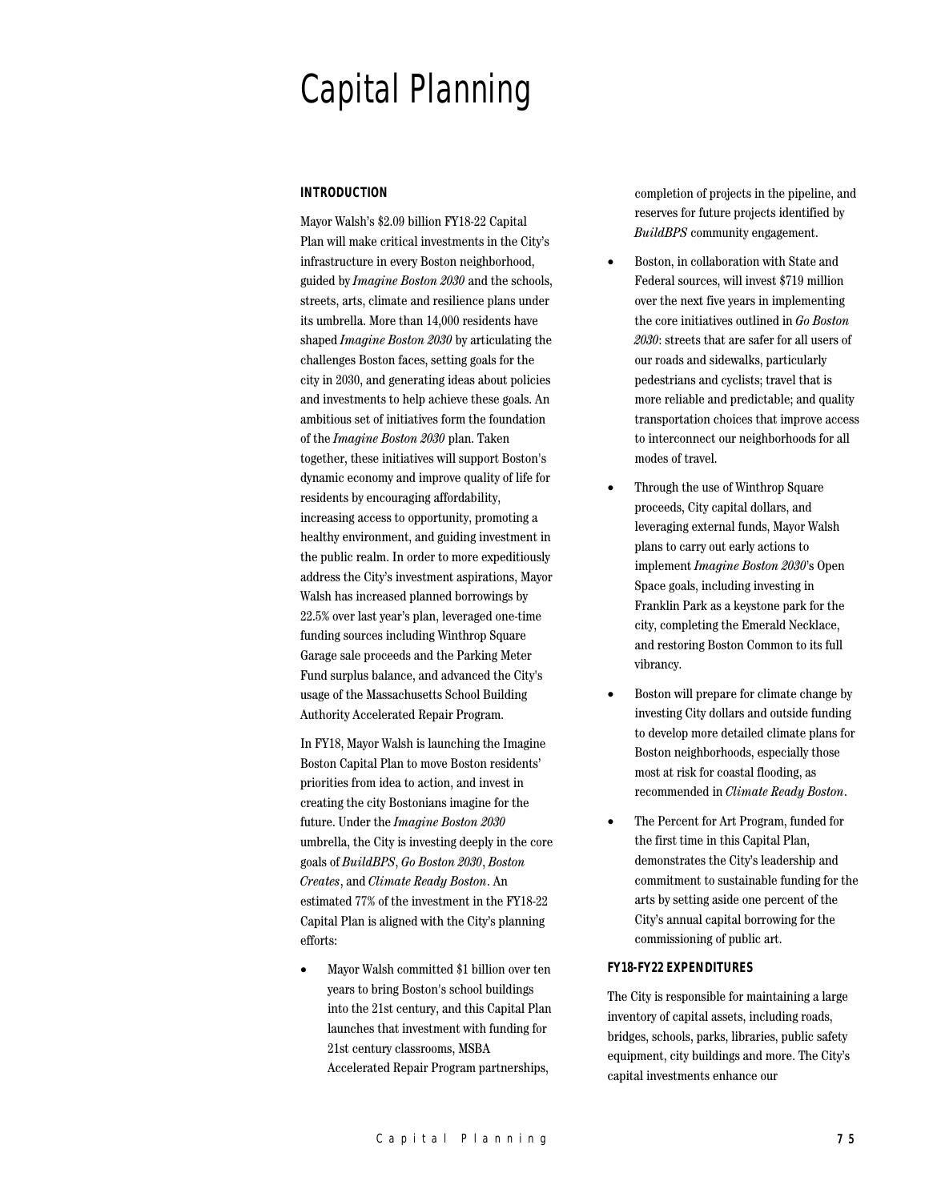# Capital Planning

## INTRODUCTION

Mayor Walsh's $2.09 billion FY18-22 Capital Plan will make critical investments in the City's infrastructure in every Boston neighborhood, guided by *Imagine Boston 2030* and the schools, streets, arts, climate and resilience plans under its umbrella. More than 14,000 residents have shaped *Imagine Boston 2030* by articulating the challenges Boston faces, setting goals for the city in 2030, and generating ideas about policies and investments to help achieve these goals. An ambitious set of initiatives form the foundation of the *Imagine Boston 2030* plan. Taken together, these initiatives will support Boston's dynamic economy and improve quality of life for residents by encouraging affordability, increasing access to opportunity, promoting a healthy environment, and guiding investment in the public realm. In order to more expeditiously address the City's investment aspirations, Mayor Walsh has increased planned borrowings by 22.5% over last year's plan, leveraged one-time funding sources including Winthrop Square Garage sale proceeds and the Parking Meter Fund surplus balance, and advanced the City's usage of the Massachusetts School Building Authority Accelerated Repair Program.

In FY18, Mayor Walsh is launching the Imagine Boston Capital Plan to move Boston residents' priorities from idea to action, and invest in creating the city Bostonians imagine for the future. Under the *Imagine Boston 2030* umbrella, the City is investing deeply in the core goals of *BuildBPS*, *Go Boston 2030*, *Boston Creates*, and *Climate Ready Boston*. An estimated 77% of the investment in the FY18-22 Capital Plan is aligned with the City's planning efforts:

- Mayor Walsh committed $1 billion over ten years to bring Boston's school buildings into the 21st century, and this Capital Plan launches that investment with funding for 21st century classrooms, MSBA Accelerated Repair Program partnerships, completion of projects in the pipeline, and reserves for future projects identified by *BuildBPS* community engagement.
- Boston, in collaboration with State and Federal sources, will invest $719 million over the next five years in implementing the core initiatives outlined in *Go Boston 2030*: streets that are safer for all users of our roads and sidewalks, particularly pedestrians and cyclists; travel that is more reliable and predictable; and quality transportation choices that improve access to interconnect our neighborhoods for all modes of travel.
- Through the use of Winthrop Square proceeds, City capital dollars, and leveraging external funds, Mayor Walsh plans to carry out early actions to implement *Imagine Boston 2030*'s Open Space goals, including investing in Franklin Park as a keystone park for the city, completing the Emerald Necklace, and restoring Boston Common to its full vibrancy.
- Boston will prepare for climate change by investing City dollars and outside funding to develop more detailed climate plans for Boston neighborhoods, especially those most at risk for coastal flooding, as recommended in *Climate Ready Boston*.
- The Percent for Art Program, funded for the first time in this Capital Plan, demonstrates the City's leadership and commitment to sustainable funding for the arts by setting aside one percent of the City's annual capital borrowing for the commissioning of public art.

## FY18-FY22 EXPENDITURES

The City is responsible for maintaining a large inventory of capital assets, including roads, bridges, schools, parks, libraries, public safety equipment, city buildings and more. The City's capital investments enhance our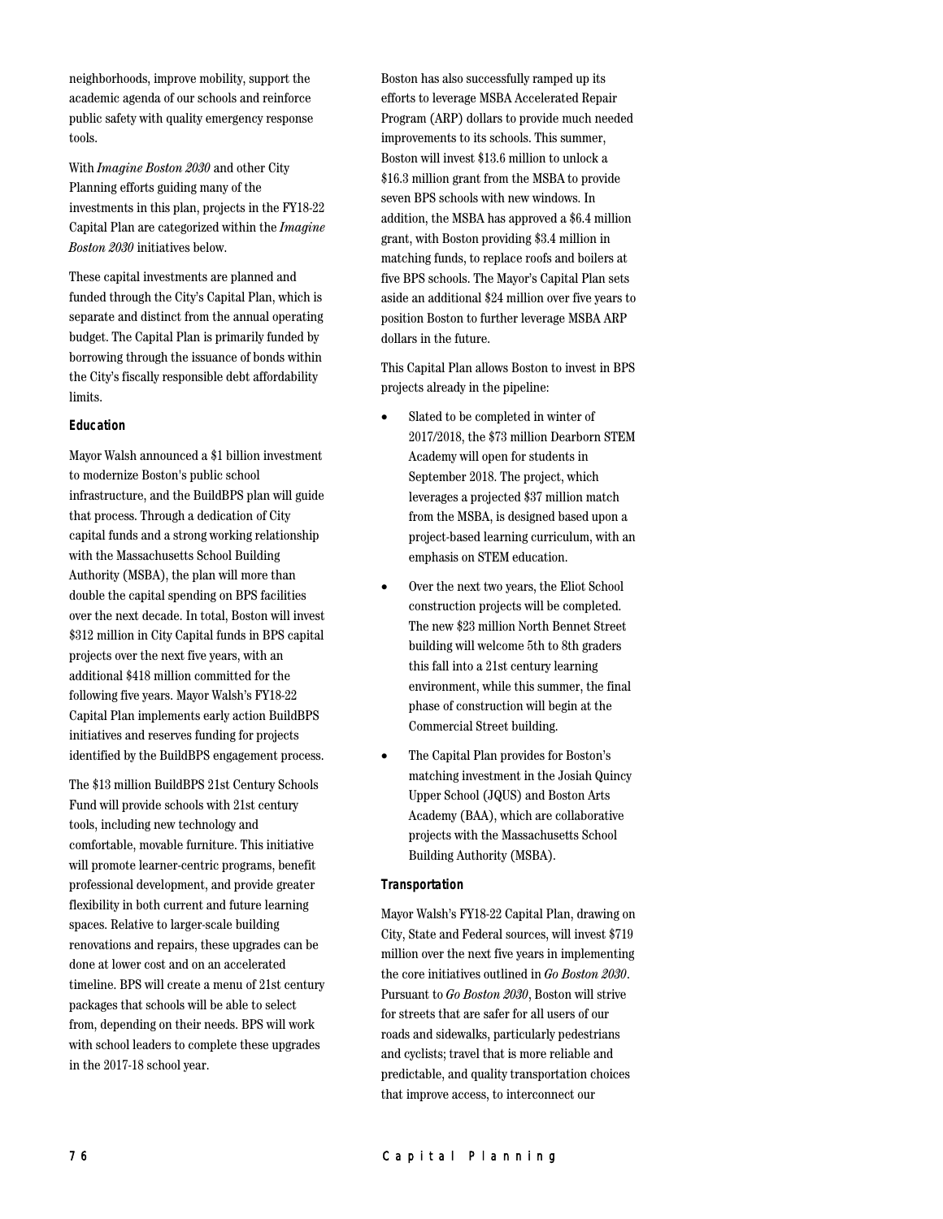neighborhoods, improve mobility, support the academic agenda of our schools and reinforce public safety with quality emergency response tools.

With *Imagine Boston 2030* and other City Planning efforts guiding many of the investments in this plan, projects in the FY18-22 Capital Plan are categorized within the *Imagine Boston 2030* initiatives below.

These capital investments are planned and funded through the City's Capital Plan, which is separate and distinct from the annual operating budget. The Capital Plan is primarily funded by borrowing through the issuance of bonds within the City's fiscally responsible debt affordability limits.

### Education

Mayor Walsh announced a $1 billion investment to modernize Boston's public school infrastructure, and the BuildBPS plan will guide that process. Through a dedication of City capital funds and a strong working relationship with the Massachusetts School Building Authority (MSBA), the plan will more than double the capital spending on BPS facilities over the next decade. In total, Boston will invest $312 million in City Capital funds in BPS capital projects over the next five years, with an additional $418 million committed for the following five years. Mayor Walsh's FY18-22 Capital Plan implements early action BuildBPS initiatives and reserves funding for projects identified by the BuildBPS engagement process.

The $13 million BuildBPS 21st Century Schools Fund will provide schools with 21st century tools, including new technology and comfortable, movable furniture. This initiative will promote learner-centric programs, benefit professional development, and provide greater flexibility in both current and future learning spaces. Relative to larger-scale building renovations and repairs, these upgrades can be done at lower cost and on an accelerated timeline. BPS will create a menu of 21st century packages that schools will be able to select from, depending on their needs. BPS will work with school leaders to complete these upgrades in the 2017-18 school year.

Boston has also successfully ramped up its efforts to leverage MSBA Accelerated Repair Program (ARP) dollars to provide much needed improvements to its schools. This summer, Boston will invest $13.6 million to unlock a $16.3 million grant from the MSBA to provide seven BPS schools with new windows. In addition, the MSBA has approved a $6.4 million grant, with Boston providing $3.4 million in matching funds, to replace roofs and boilers at five BPS schools. The Mayor's Capital Plan sets aside an additional $24 million over five years to position Boston to further leverage MSBA ARP dollars in the future.

This Capital Plan allows Boston to invest in BPS projects already in the pipeline:

- Slated to be completed in winter of 2017/2018, the $73 million Dearborn STEM Academy will open for students in September 2018. The project, which leverages a projected $37 million match from the MSBA, is designed based upon a project-based learning curriculum, with an emphasis on STEM education.
- Over the next two years, the Eliot School construction projects will be completed. The new $23 million North Bennet Street building will welcome 5th to 8th graders this fall into a 21st century learning environment, while this summer, the final phase of construction will begin at the Commercial Street building.
- The Capital Plan provides for Boston's matching investment in the Josiah Quincy Upper School (JQUS) and Boston Arts Academy (BAA), which are collaborative projects with the Massachusetts School Building Authority (MSBA).

### Transportation

Mayor Walsh's FY18-22 Capital Plan, drawing on City, State and Federal sources, will invest $719 million over the next five years in implementing the core initiatives outlined in *Go Boston 2030*. Pursuant to *Go Boston 2030*, Boston will strive for streets that are safer for all users of our roads and sidewalks, particularly pedestrians and cyclists; travel that is more reliable and predictable, and quality transportation choices that improve access, to interconnect our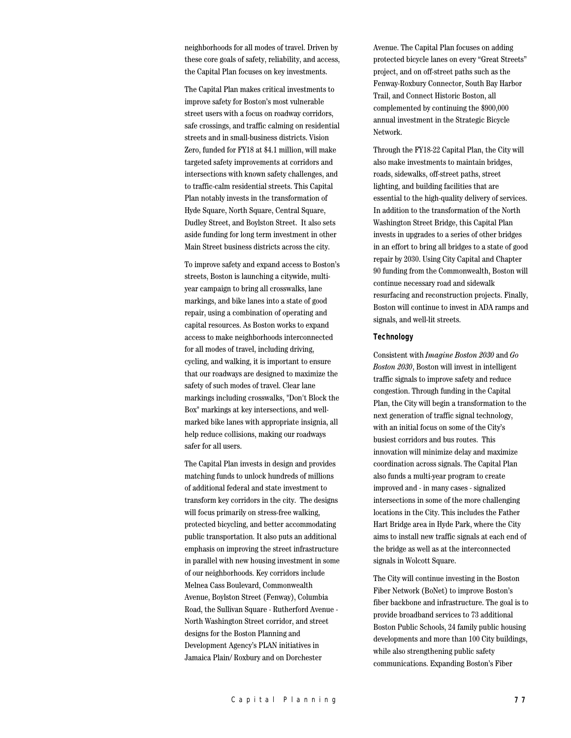neighborhoods for all modes of travel. Driven by these core goals of safety, reliability, and access, the Capital Plan focuses on key investments.

The Capital Plan makes critical investments to improve safety for Boston's most vulnerable street users with a focus on roadway corridors, safe crossings, and traffic calming on residential streets and in small-business districts. Vision Zero, funded for FY18 at $4.1 million, will make targeted safety improvements at corridors and intersections with known safety challenges, and to traffic-calm residential streets. This Capital Plan notably invests in the transformation of Hyde Square, North Square, Central Square, Dudley Street, and Boylston Street. It also sets aside funding for long term investment in other Main Street business districts across the city.

To improve safety and expand access to Boston's streets, Boston is launching a citywide, multi-year campaign to bring all crosswalks, lane markings, and bike lanes into a state of good repair, using a combination of operating and capital resources. As Boston works to expand access to make neighborhoods interconnected for all modes of travel, including driving, cycling, and walking, it is important to ensure that our roadways are designed to maximize the safety of such modes of travel. Clear lane markings including crosswalks, "Don't Block the Box" markings at key intersections, and well-marked bike lanes with appropriate insignia, all help reduce collisions, making our roadways safer for all users.

The Capital Plan invests in design and provides matching funds to unlock hundreds of millions of additional federal and state investment to transform key corridors in the city. The designs will focus primarily on stress-free walking, protected bicycling, and better accommodating public transportation. It also puts an additional emphasis on improving the street infrastructure in parallel with new housing investment in some of our neighborhoods. Key corridors include Melnea Cass Boulevard, Commonwealth Avenue, Boylston Street (Fenway), Columbia Road, the Sullivan Square - Rutherford Avenue - North Washington Street corridor, and street designs for the Boston Planning and Development Agency's PLAN initiatives in Jamaica Plain/ Roxbury and on Dorchester Avenue. The Capital Plan focuses on adding protected bicycle lanes on every "Great Streets" project, and on off-street paths such as the Fenway-Roxbury Connector, South Bay Harbor Trail, and Connect Historic Boston, all complemented by continuing the $900,000 annual investment in the Strategic Bicycle Network.

Through the FY18-22 Capital Plan, the City will also make investments to maintain bridges, roads, sidewalks, off-street paths, street lighting, and building facilities that are essential to the high-quality delivery of services. In addition to the transformation of the North Washington Street Bridge, this Capital Plan invests in upgrades to a series of other bridges in an effort to bring all bridges to a state of good repair by 2030. Using City Capital and Chapter 90 funding from the Commonwealth, Boston will continue necessary road and sidewalk resurfacing and reconstruction projects. Finally, Boston will continue to invest in ADA ramps and signals, and well-lit streets.

#### Technology

Consistent with *Imagine Boston 2030* and *Go Boston 2030*, Boston will invest in intelligent traffic signals to improve safety and reduce congestion. Through funding in the Capital Plan, the City will begin a transformation to the next generation of traffic signal technology, with an initial focus on some of the City's busiest corridors and bus routes. This innovation will minimize delay and maximize coordination across signals. The Capital Plan also funds a multi-year program to create improved and - in many cases - signalized intersections in some of the more challenging locations in the City. This includes the Father Hart Bridge area in Hyde Park, where the City aims to install new traffic signals at each end of the bridge as well as at the interconnected signals in Wolcott Square.

The City will continue investing in the Boston Fiber Network (BoNet) to improve Boston's fiber backbone and infrastructure. The goal is to provide broadband services to 73 additional Boston Public Schools, 24 family public housing developments and more than 100 City buildings, while also strengthening public safety communications. Expanding Boston's Fiber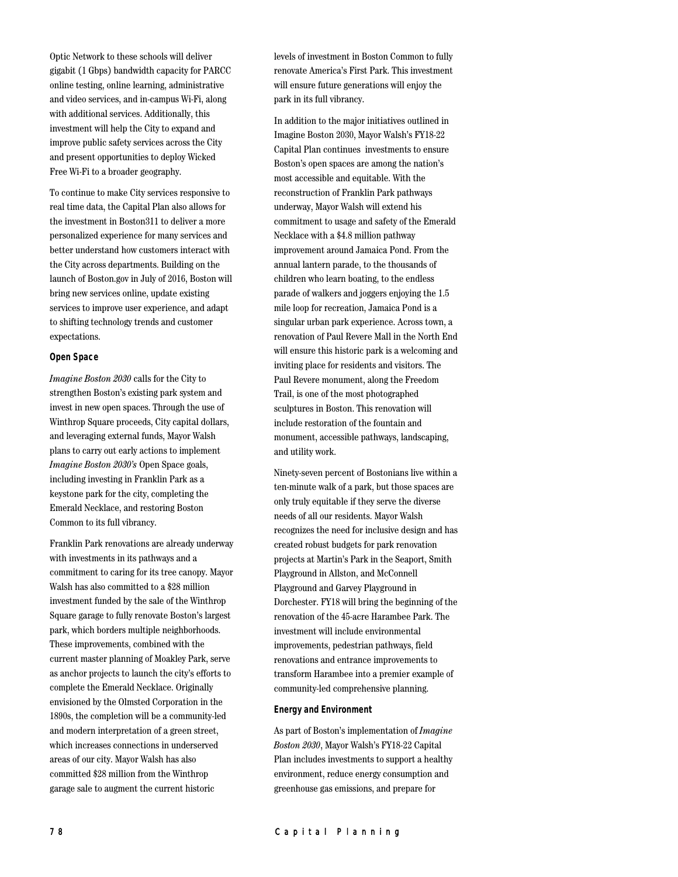Optic Network to these schools will deliver gigabit (1 Gbps) bandwidth capacity for PARCC online testing, online learning, administrative and video services, and in-campus Wi-Fi, along with additional services. Additionally, this investment will help the City to expand and improve public safety services across the City and present opportunities to deploy Wicked Free Wi-Fi to a broader geography.

To continue to make City services responsive to real time data, the Capital Plan also allows for the investment in Boston311 to deliver a more personalized experience for many services and better understand how customers interact with the City across departments. Building on the launch of Boston.gov in July of 2016, Boston will bring new services online, update existing services to improve user experience, and adapt to shifting technology trends and customer expectations.

**Open Space**

*Imagine Boston 2030* calls for the City to strengthen Boston's existing park system and invest in new open spaces. Through the use of Winthrop Square proceeds, City capital dollars, and leveraging external funds, Mayor Walsh plans to carry out early actions to implement *Imagine Boston 2030's* Open Space goals, including investing in Franklin Park as a keystone park for the city, completing the Emerald Necklace, and restoring Boston Common to its full vibrancy.

Franklin Park renovations are already underway with investments in its pathways and a commitment to caring for its tree canopy. Mayor Walsh has also committed to a $28 million investment funded by the sale of the Winthrop Square garage to fully renovate Boston's largest park, which borders multiple neighborhoods. These improvements, combined with the current master planning of Moakley Park, serve as anchor projects to launch the city's efforts to complete the Emerald Necklace. Originally envisioned by the Olmsted Corporation in the 1890s, the completion will be a community-led and modern interpretation of a green street, which increases connections in underserved areas of our city. Mayor Walsh has also committed $28 million from the Winthrop garage sale to augment the current historic levels of investment in Boston Common to fully renovate America's First Park. This investment will ensure future generations will enjoy the park in its full vibrancy.

In addition to the major initiatives outlined in Imagine Boston 2030, Mayor Walsh's FY18-22 Capital Plan continues investments to ensure Boston's open spaces are among the nation's most accessible and equitable. With the reconstruction of Franklin Park pathways underway, Mayor Walsh will extend his commitment to usage and safety of the Emerald Necklace with a $4.8 million pathway improvement around Jamaica Pond. From the annual lantern parade, to the thousands of children who learn boating, to the endless parade of walkers and joggers enjoying the 1.5 mile loop for recreation, Jamaica Pond is a singular urban park experience. Across town, a renovation of Paul Revere Mall in the North End will ensure this historic park is a welcoming and inviting place for residents and visitors. The Paul Revere monument, along the Freedom Trail, is one of the most photographed sculptures in Boston. This renovation will include restoration of the fountain and monument, accessible pathways, landscaping, and utility work.

Ninety-seven percent of Bostonians live within a ten-minute walk of a park, but those spaces are only truly equitable if they serve the diverse needs of all our residents. Mayor Walsh recognizes the need for inclusive design and has created robust budgets for park renovation projects at Martin's Park in the Seaport, Smith Playground in Allston, and McConnell Playground and Garvey Playground in Dorchester. FY18 will bring the beginning of the renovation of the 45-acre Harambee Park. The investment will include environmental improvements, pedestrian pathways, field renovations and entrance improvements to transform Harambee into a premier example of community-led comprehensive planning.

**Energy and Environment**

As part of Boston's implementation of *Imagine Boston 2030*, Mayor Walsh's FY18-22 Capital Plan includes investments to support a healthy environment, reduce energy consumption and greenhouse gas emissions, and prepare for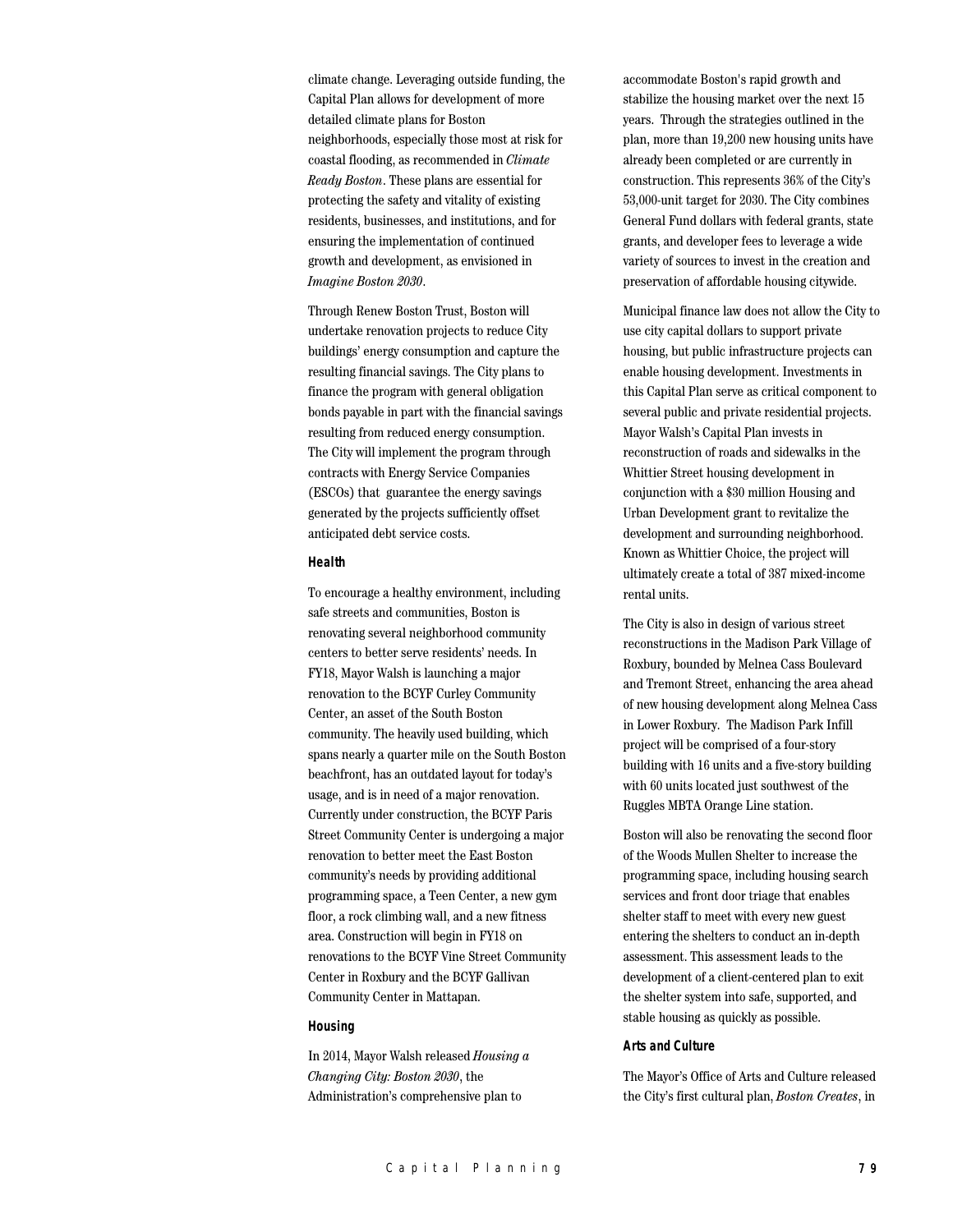climate change. Leveraging outside funding, the Capital Plan allows for development of more detailed climate plans for Boston neighborhoods, especially those most at risk for coastal flooding, as recommended in *Climate Ready Boston*. These plans are essential for protecting the safety and vitality of existing residents, businesses, and institutions, and for ensuring the implementation of continued growth and development, as envisioned in *Imagine Boston 2030*.

Through Renew Boston Trust, Boston will undertake renovation projects to reduce City buildings' energy consumption and capture the resulting financial savings. The City plans to finance the program with general obligation bonds payable in part with the financial savings resulting from reduced energy consumption. The City will implement the program through contracts with Energy Service Companies (ESCOs) that guarantee the energy savings generated by the projects sufficiently offset anticipated debt service costs.

**Health**

To encourage a healthy environment, including safe streets and communities, Boston is renovating several neighborhood community centers to better serve residents' needs. In FY18, Mayor Walsh is launching a major renovation to the BCYF Curley Community Center, an asset of the South Boston community. The heavily used building, which spans nearly a quarter mile on the South Boston beachfront, has an outdated layout for today's usage, and is in need of a major renovation. Currently under construction, the BCYF Paris Street Community Center is undergoing a major renovation to better meet the East Boston community's needs by providing additional programming space, a Teen Center, a new gym floor, a rock climbing wall, and a new fitness area. Construction will begin in FY18 on renovations to the BCYF Vine Street Community Center in Roxbury and the BCYF Gallivan Community Center in Mattapan.

**Housing**

In 2014, Mayor Walsh released *Housing a Changing City: Boston 2030*, the Administration's comprehensive plan to accommodate Boston's rapid growth and stabilize the housing market over the next 15 years. Through the strategies outlined in the plan, more than 19,200 new housing units have already been completed or are currently in construction. This represents 36% of the City's 53,000-unit target for 2030. The City combines General Fund dollars with federal grants, state grants, and developer fees to leverage a wide variety of sources to invest in the creation and preservation of affordable housing citywide.

Municipal finance law does not allow the City to use city capital dollars to support private housing, but public infrastructure projects can enable housing development. Investments in this Capital Plan serve as critical component to several public and private residential projects. Mayor Walsh's Capital Plan invests in reconstruction of roads and sidewalks in the Whittier Street housing development in conjunction with a $30 million Housing and Urban Development grant to revitalize the development and surrounding neighborhood. Known as Whittier Choice, the project will ultimately create a total of 387 mixed-income rental units.

The City is also in design of various street reconstructions in the Madison Park Village of Roxbury, bounded by Melnea Cass Boulevard and Tremont Street, enhancing the area ahead of new housing development along Melnea Cass in Lower Roxbury. The Madison Park Infill project will be comprised of a four-story building with 16 units and a five-story building with 60 units located just southwest of the Ruggles MBTA Orange Line station.

Boston will also be renovating the second floor of the Woods Mullen Shelter to increase the programming space, including housing search services and front door triage that enables shelter staff to meet with every new guest entering the shelters to conduct an in-depth assessment. This assessment leads to the development of a client-centered plan to exit the shelter system into safe, supported, and stable housing as quickly as possible.

**Arts and Culture**

The Mayor's Office of Arts and Culture released the City's first cultural plan, *Boston Creates*, in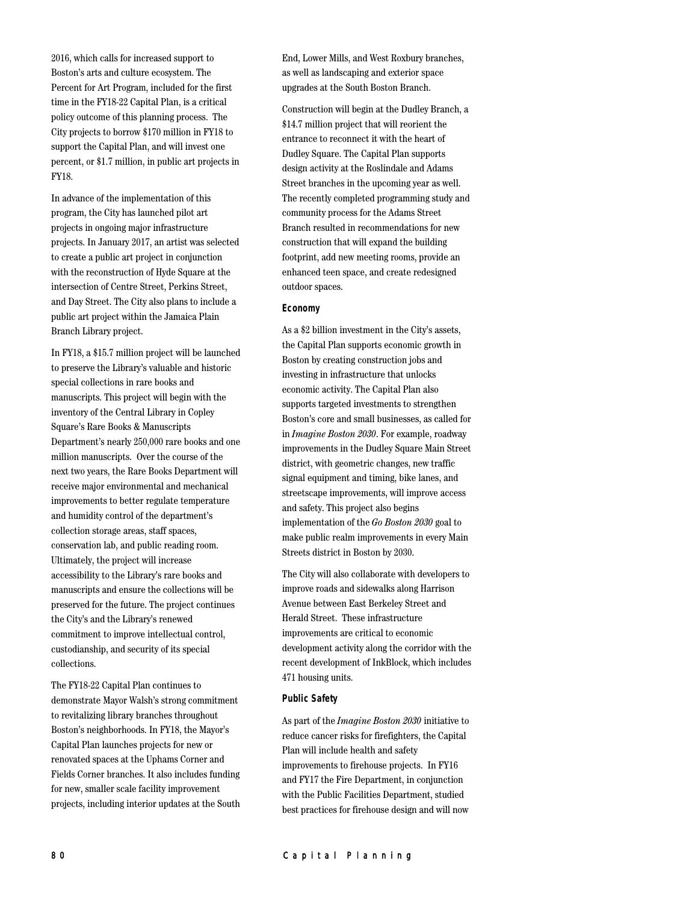2016, which calls for increased support to Boston's arts and culture ecosystem. The Percent for Art Program, included for the first time in the FY18-22 Capital Plan, is a critical policy outcome of this planning process. The City projects to borrow $170 million in FY18 to support the Capital Plan, and will invest one percent, or $1.7 million, in public art projects in FY18.

In advance of the implementation of this program, the City has launched pilot art projects in ongoing major infrastructure projects. In January 2017, an artist was selected to create a public art project in conjunction with the reconstruction of Hyde Square at the intersection of Centre Street, Perkins Street, and Day Street. The City also plans to include a public art project within the Jamaica Plain Branch Library project.

In FY18, a $15.7 million project will be launched to preserve the Library's valuable and historic special collections in rare books and manuscripts. This project will begin with the inventory of the Central Library in Copley Square's Rare Books & Manuscripts Department's nearly 250,000 rare books and one million manuscripts. Over the course of the next two years, the Rare Books Department will receive major environmental and mechanical improvements to better regulate temperature and humidity control of the department's collection storage areas, staff spaces, conservation lab, and public reading room. Ultimately, the project will increase accessibility to the Library's rare books and manuscripts and ensure the collections will be preserved for the future. The project continues the City's and the Library's renewed commitment to improve intellectual control, custodianship, and security of its special collections.

The FY18-22 Capital Plan continues to demonstrate Mayor Walsh's strong commitment to revitalizing library branches throughout Boston's neighborhoods. In FY18, the Mayor's Capital Plan launches projects for new or renovated spaces at the Uphams Corner and Fields Corner branches. It also includes funding for new, smaller scale facility improvement projects, including interior updates at the South End, Lower Mills, and West Roxbury branches, as well as landscaping and exterior space upgrades at the South Boston Branch.

Construction will begin at the Dudley Branch, a $14.7 million project that will reorient the entrance to reconnect it with the heart of Dudley Square. The Capital Plan supports design activity at the Roslindale and Adams Street branches in the upcoming year as well. The recently completed programming study and community process for the Adams Street Branch resulted in recommendations for new construction that will expand the building footprint, add new meeting rooms, provide an enhanced teen space, and create redesigned outdoor spaces.

**Economy**

As a $2 billion investment in the City's assets, the Capital Plan supports economic growth in Boston by creating construction jobs and investing in infrastructure that unlocks economic activity. The Capital Plan also supports targeted investments to strengthen Boston's core and small businesses, as called for in *Imagine Boston 2030*. For example, roadway improvements in the Dudley Square Main Street district, with geometric changes, new traffic signal equipment and timing, bike lanes, and streetscape improvements, will improve access and safety. This project also begins implementation of the *Go Boston 2030* goal to make public realm improvements in every Main Streets district in Boston by 2030.

The City will also collaborate with developers to improve roads and sidewalks along Harrison Avenue between East Berkeley Street and Herald Street. These infrastructure improvements are critical to economic development activity along the corridor with the recent development of InkBlock, which includes 471 housing units.

**Public Safety**

As part of the *Imagine Boston 2030* initiative to reduce cancer risks for firefighters, the Capital Plan will include health and safety improvements to firehouse projects. In FY16 and FY17 the Fire Department, in conjunction with the Public Facilities Department, studied best practices for firehouse design and will now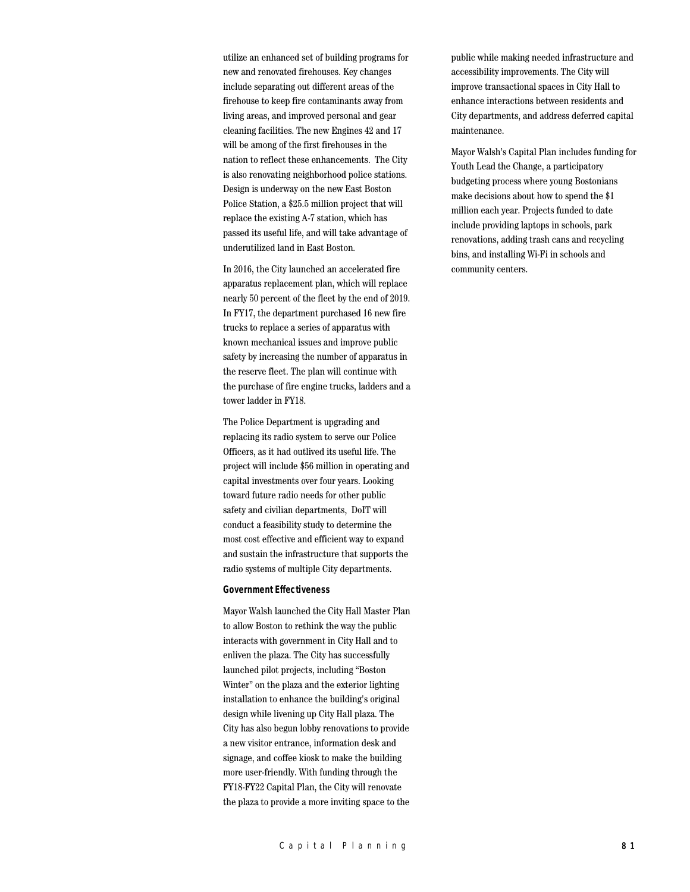utilize an enhanced set of building programs for new and renovated firehouses. Key changes include separating out different areas of the firehouse to keep fire contaminants away from living areas, and improved personal and gear cleaning facilities. The new Engines 42 and 17 will be among of the first firehouses in the nation to reflect these enhancements. The City is also renovating neighborhood police stations. Design is underway on the new East Boston Police Station, a $25.5 million project that will replace the existing A-7 station, which has passed its useful life, and will take advantage of underutilized land in East Boston.

In 2016, the City launched an accelerated fire apparatus replacement plan, which will replace nearly 50 percent of the fleet by the end of 2019. In FY17, the department purchased 16 new fire trucks to replace a series of apparatus with known mechanical issues and improve public safety by increasing the number of apparatus in the reserve fleet. The plan will continue with the purchase of fire engine trucks, ladders and a tower ladder in FY18.

The Police Department is upgrading and replacing its radio system to serve our Police Officers, as it had outlived its useful life. The project will include $56 million in operating and capital investments over four years. Looking toward future radio needs for other public safety and civilian departments, DoIT will conduct a feasibility study to determine the most cost effective and efficient way to expand and sustain the infrastructure that supports the radio systems of multiple City departments.

**Government Effectiveness**

Mayor Walsh launched the City Hall Master Plan to allow Boston to rethink the way the public interacts with government in City Hall and to enliven the plaza. The City has successfully launched pilot projects, including "Boston Winter" on the plaza and the exterior lighting installation to enhance the building's original design while livening up City Hall plaza. The City has also begun lobby renovations to provide a new visitor entrance, information desk and signage, and coffee kiosk to make the building more user-friendly. With funding through the FY18-FY22 Capital Plan, the City will renovate the plaza to provide a more inviting space to the public while making needed infrastructure and accessibility improvements. The City will improve transactional spaces in City Hall to enhance interactions between residents and City departments, and address deferred capital maintenance.

Mayor Walsh's Capital Plan includes funding for Youth Lead the Change, a participatory budgeting process where young Bostonians make decisions about how to spend the $1 million each year. Projects funded to date include providing laptops in schools, park renovations, adding trash cans and recycling bins, and installing Wi-Fi in schools and community centers.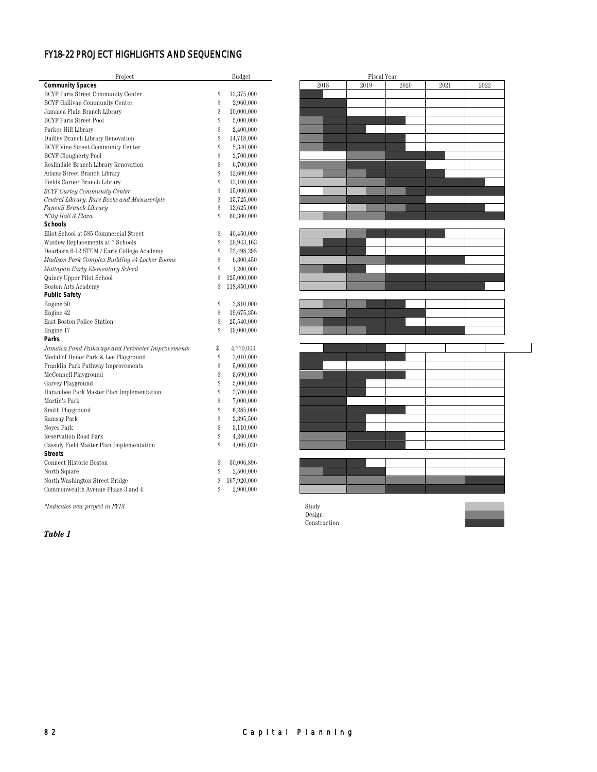## FY18-22 PROJECT HIGHLIGHTS AND SEQUENCING

| Project | Budget |
|---|---|
| **Community Spaces** | |
| BCYF Paris Street Community Center | $ 12,375,000 |
| BCYF Gallivan Community Center | $ 2,960,000 |
| Jamaica Plain Branch Library | $ 10,000,000 |
| BCYF Paris Street Pool | $ 5,000,000 |
| Parker Hill Library | $ 2,400,000 |
| Dudley Branch Library Renovation | $ 14,718,000 |
| BCYF Vine Street Community Center | $ 5,340,000 |
| BCYF Clougherty Pool | $ 2,700,000 |
| Roslindale Branch Library Renovation | $ 6,700,000 |
| Adams Street Branch Library | $ 12,600,000 |
| Fields Corner Branch Library | $ 12,100,000 |
| *BCYF Curley Community Center* | $ 15,000,000 |
| *Central Library: Rare Books and Manuscripts* | $ 15,725,000 |
| *Faneuil Branch Library* | $ 12,625,000 |
| *\*City Hall & Plaza* | $ 60,300,000 |
| **Schools** | |
| Eliot School at 585 Commercial Street | $ 40,450,000 |
| Window Replacements at 7 Schools | $ 29,943,163 |
| Dearborn 6-12 STEM / Early College Academy | $ 73,498,295 |
| *Madison Park Complex Building #4 Locker Rooms* | $ 6,300,450 |
| *Mattapan Early Elementary School* | $ 1,200,000 |
| Quincy Upper Pilot School | $ 125,000,000 |
| Boston Arts Academy | $ 118,850,000 |
| **Public Safety** | |
| Engine 50 | $ 3,810,000 |
| Engine 42 | $ 19,675,356 |
| East Boston Police Station | $ 25,540,000 |
| Engine 17 | $ 19,000,000 |
| **Parks** | |
| *Jamaica Pond Pathways and Perimeter Improvements* | $ 4,770,000 |
| Medal of Honor Park & Lee Playground | $ 2,010,000 |
| Franklin Park Pathway Improvements | $ 5,000,000 |
| McConnell Playground | $ 3,690,000 |
| Garvey Playground | $ 5,000,000 |
| Harambee Park Master Plan Implementation | $ 3,700,000 |
| Martin's Park | $ 7,000,000 |
| Smith Playground | $ 6,285,000 |
| Ramsay Park | $ 2,395,500 |
| Noyes Park | $ 3,110,000 |
| Reservation Road Park | $ 4,260,000 |
| Cassidy Field Master Plan Implementation | $ 4,005,030 |
| **Streets** | |
| Connect Historic Boston | $ 30,006,896 |
| North Square | $ 2,500,000 |
| North Washington Street Bridge | $ 167,920,000 |
| Commonwealth Avenue Phase 3 and 4 | $ 2,900,000 |

Fiscal Year: 2018, 2019, 2020, 2021, 2022

Study
Design
Construction

*\*Indicates new project in FY18*

***Table 1***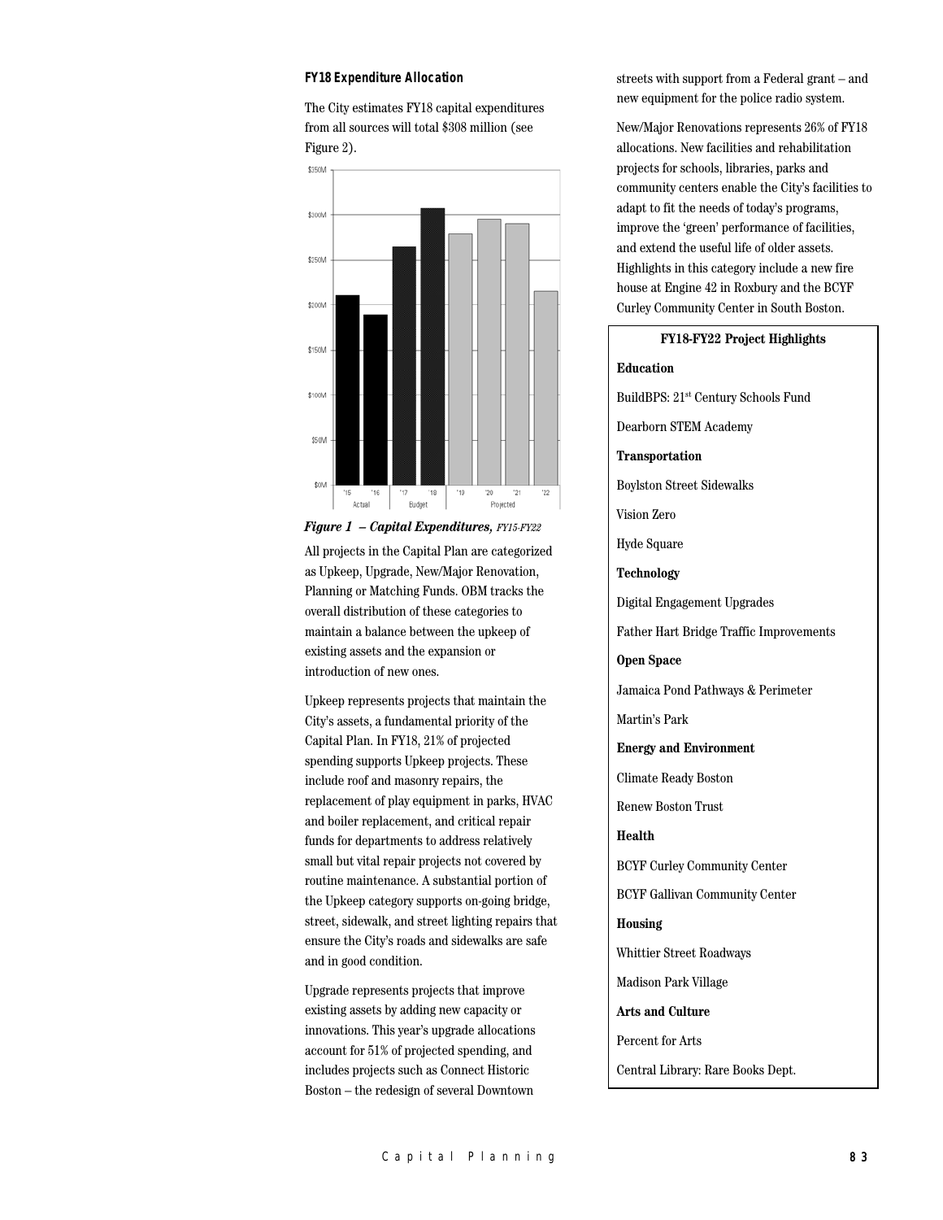### FY18 Expenditure Allocation

The City estimates FY18 capital expenditures from all sources will total $308 million (see Figure 2).

*Figure 1 – Capital Expenditures, FY15-FY22*

All projects in the Capital Plan are categorized as Upkeep, Upgrade, New/Major Renovation, Planning or Matching Funds. OBM tracks the overall distribution of these categories to maintain a balance between the upkeep of existing assets and the expansion or introduction of new ones.

Upkeep represents projects that maintain the City's assets, a fundamental priority of the Capital Plan. In FY18, 21% of projected spending supports Upkeep projects. These include roof and masonry repairs, the replacement of play equipment in parks, HVAC and boiler replacement, and critical repair funds for departments to address relatively small but vital repair projects not covered by routine maintenance. A substantial portion of the Upkeep category supports on-going bridge, street, sidewalk, and street lighting repairs that ensure the City's roads and sidewalks are safe and in good condition.

Upgrade represents projects that improve existing assets by adding new capacity or innovations. This year's upgrade allocations account for 51% of projected spending, and includes projects such as Connect Historic Boston – the redesign of several Downtown streets with support from a Federal grant – and new equipment for the police radio system.

New/Major Renovations represents 26% of FY18 allocations. New facilities and rehabilitation projects for schools, libraries, parks and community centers enable the City's facilities to adapt to fit the needs of today's programs, improve the 'green' performance of facilities, and extend the useful life of older assets. Highlights in this category include a new fire house at Engine 42 in Roxbury and the BCYF Curley Community Center in South Boston.

**FY18-FY22 Project Highlights**

**Education**

BuildBPS: 21st Century Schools Fund

Dearborn STEM Academy

**Transportation**

Boylston Street Sidewalks

Vision Zero

Hyde Square

**Technology**

Digital Engagement Upgrades

Father Hart Bridge Traffic Improvements

**Open Space**

Jamaica Pond Pathways & Perimeter

Martin's Park

**Energy and Environment**

Climate Ready Boston

Renew Boston Trust

**Health**

BCYF Curley Community Center

BCYF Gallivan Community Center

**Housing**

Whittier Street Roadways

Madison Park Village

**Arts and Culture**

Percent for Arts

Central Library: Rare Books Dept.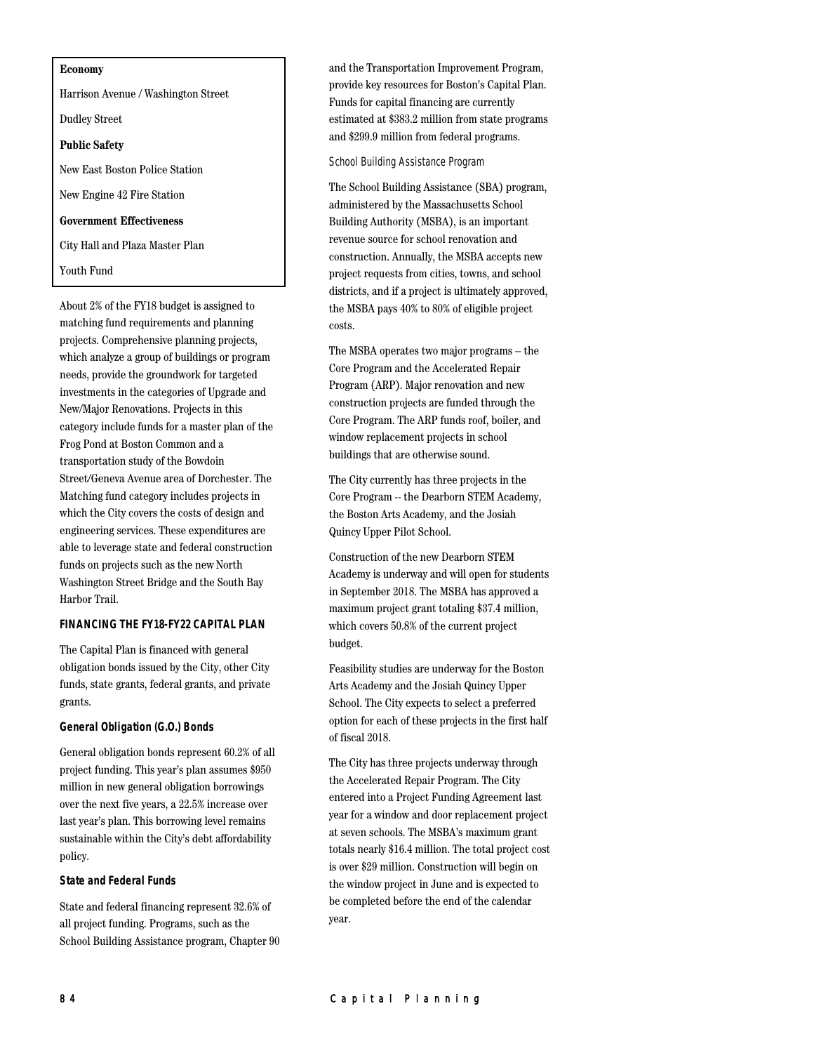**Economy**

Harrison Avenue / Washington Street

Dudley Street

**Public Safety**

New East Boston Police Station

New Engine 42 Fire Station

**Government Effectiveness**

City Hall and Plaza Master Plan

Youth Fund

About 2% of the FY18 budget is assigned to matching fund requirements and planning projects. Comprehensive planning projects, which analyze a group of buildings or program needs, provide the groundwork for targeted investments in the categories of Upgrade and New/Major Renovations. Projects in this category include funds for a master plan of the Frog Pond at Boston Common and a transportation study of the Bowdoin Street/Geneva Avenue area of Dorchester. The Matching fund category includes projects in which the City covers the costs of design and engineering services. These expenditures are able to leverage state and federal construction funds on projects such as the new North Washington Street Bridge and the South Bay Harbor Trail.

## FINANCING THE FY18-FY22 CAPITAL PLAN

The Capital Plan is financed with general obligation bonds issued by the City, other City funds, state grants, federal grants, and private grants.

### General Obligation (G.O.) Bonds

General obligation bonds represent 60.2% of all project funding. This year's plan assumes $950 million in new general obligation borrowings over the next five years, a 22.5% increase over last year's plan. This borrowing level remains sustainable within the City's debt affordability policy.

### State and Federal Funds

State and federal financing represent 32.6% of all project funding. Programs, such as the School Building Assistance program, Chapter 90 and the Transportation Improvement Program, provide key resources for Boston's Capital Plan. Funds for capital financing are currently estimated at $383.2 million from state programs and $299.9 million from federal programs.

#### School Building Assistance Program

The School Building Assistance (SBA) program, administered by the Massachusetts School Building Authority (MSBA), is an important revenue source for school renovation and construction. Annually, the MSBA accepts new project requests from cities, towns, and school districts, and if a project is ultimately approved, the MSBA pays 40% to 80% of eligible project costs.

The MSBA operates two major programs – the Core Program and the Accelerated Repair Program (ARP). Major renovation and new construction projects are funded through the Core Program. The ARP funds roof, boiler, and window replacement projects in school buildings that are otherwise sound.

The City currently has three projects in the Core Program -- the Dearborn STEM Academy, the Boston Arts Academy, and the Josiah Quincy Upper Pilot School.

Construction of the new Dearborn STEM Academy is underway and will open for students in September 2018. The MSBA has approved a maximum project grant totaling $37.4 million, which covers 50.8% of the current project budget.

Feasibility studies are underway for the Boston Arts Academy and the Josiah Quincy Upper School. The City expects to select a preferred option for each of these projects in the first half of fiscal 2018.

The City has three projects underway through the Accelerated Repair Program. The City entered into a Project Funding Agreement last year for a window and door replacement project at seven schools. The MSBA's maximum grant totals nearly $16.4 million. The total project cost is over $29 million. Construction will begin on the window project in June and is expected to be completed before the end of the calendar year.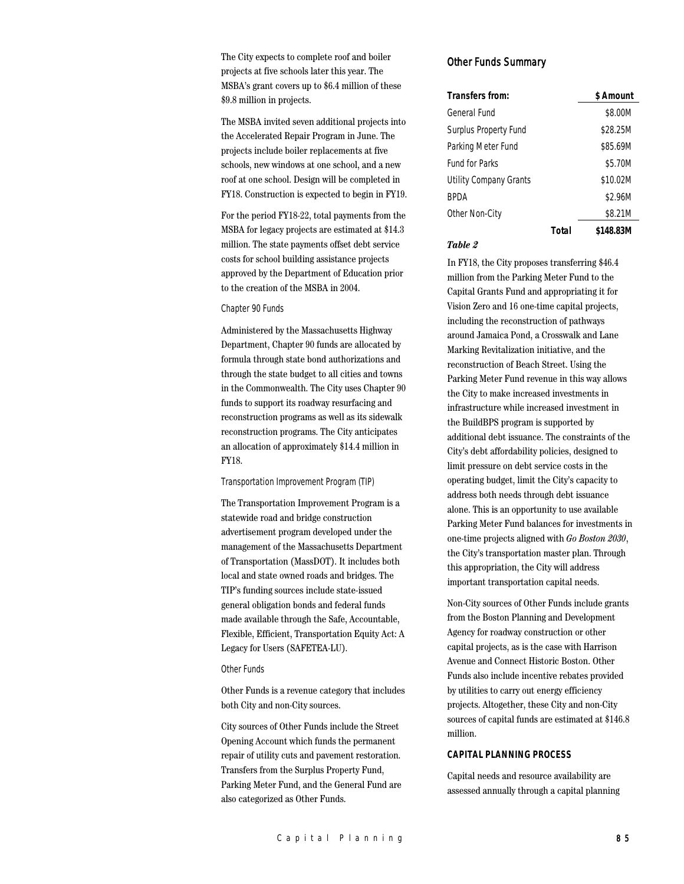The City expects to complete roof and boiler projects at five schools later this year. The MSBA's grant covers up to $6.4 million of these $9.8 million in projects.

The MSBA invited seven additional projects into the Accelerated Repair Program in June. The projects include boiler replacements at five schools, new windows at one school, and a new roof at one school. Design will be completed in FY18. Construction is expected to begin in FY19.

For the period FY18-22, total payments from the MSBA for legacy projects are estimated at $14.3 million. The state payments offset debt service costs for school building assistance projects approved by the Department of Education prior to the creation of the MSBA in 2004.

### Chapter 90 Funds

Administered by the Massachusetts Highway Department, Chapter 90 funds are allocated by formula through state bond authorizations and through the state budget to all cities and towns in the Commonwealth. The City uses Chapter 90 funds to support its roadway resurfacing and reconstruction programs as well as its sidewalk reconstruction programs. The City anticipates an allocation of approximately $14.4 million in FY18.

### Transportation Improvement Program (TIP)

The Transportation Improvement Program is a statewide road and bridge construction advertisement program developed under the management of the Massachusetts Department of Transportation (MassDOT). It includes both local and state owned roads and bridges. The TIP's funding sources include state-issued general obligation bonds and federal funds made available through the Safe, Accountable, Flexible, Efficient, Transportation Equity Act: A Legacy for Users (SAFETEA-LU).

### Other Funds

Other Funds is a revenue category that includes both City and non-City sources.

City sources of Other Funds include the Street Opening Account which funds the permanent repair of utility cuts and pavement restoration. Transfers from the Surplus Property Fund, Parking Meter Fund, and the General Fund are also categorized as Other Funds.

## Other Funds Summary

| Transfers from: | $ Amount |
|---|---|
| General Fund | $8.00M |
| Surplus Property Fund | $28.25M |
| Parking Meter Fund | $85.69M |
| Fund for Parks | $5.70M |
| Utility Company Grants | $10.02M |
| BPDA | $2.96M |
| Other Non-City | $8.21M |
| **Total** | **$148.83M** |

***Table 2***

In FY18, the City proposes transferring $46.4 million from the Parking Meter Fund to the Capital Grants Fund and appropriating it for Vision Zero and 16 one-time capital projects, including the reconstruction of pathways around Jamaica Pond, a Crosswalk and Lane Marking Revitalization initiative, and the reconstruction of Beach Street. Using the Parking Meter Fund revenue in this way allows the City to make increased investments in infrastructure while increased investment in the BuildBPS program is supported by additional debt issuance. The constraints of the City's debt affordability policies, designed to limit pressure on debt service costs in the operating budget, limit the City's capacity to address both needs through debt issuance alone. This is an opportunity to use available Parking Meter Fund balances for investments in one-time projects aligned with *Go Boston 2030*, the City's transportation master plan. Through this appropriation, the City will address important transportation capital needs.

Non-City sources of Other Funds include grants from the Boston Planning and Development Agency for roadway construction or other capital projects, as is the case with Harrison Avenue and Connect Historic Boston. Other Funds also include incentive rebates provided by utilities to carry out energy efficiency projects. Altogether, these City and non-City sources of capital funds are estimated at $146.8 million.

## CAPITAL PLANNING PROCESS

Capital needs and resource availability are assessed annually through a capital planning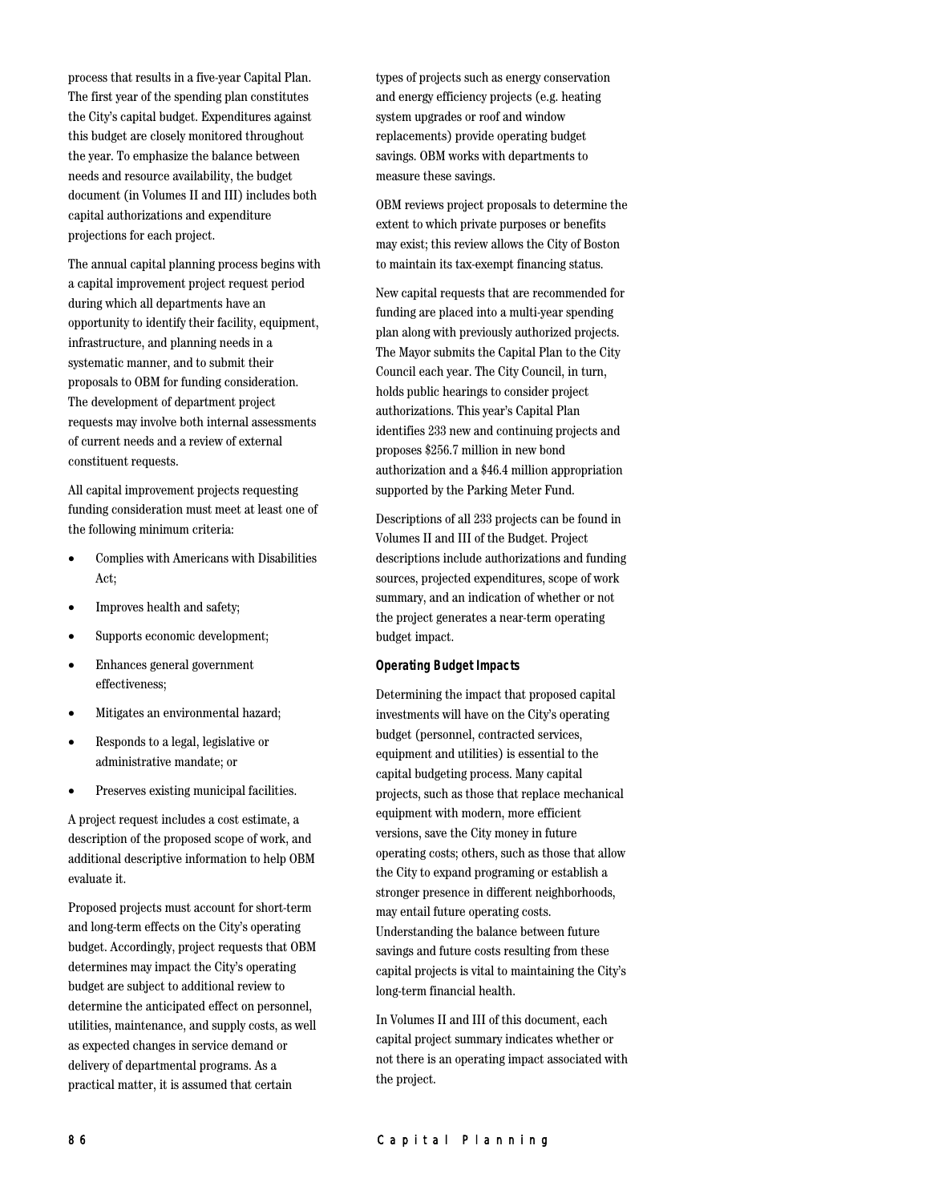process that results in a five-year Capital Plan. The first year of the spending plan constitutes the City's capital budget. Expenditures against this budget are closely monitored throughout the year. To emphasize the balance between needs and resource availability, the budget document (in Volumes II and III) includes both capital authorizations and expenditure projections for each project.

The annual capital planning process begins with a capital improvement project request period during which all departments have an opportunity to identify their facility, equipment, infrastructure, and planning needs in a systematic manner, and to submit their proposals to OBM for funding consideration. The development of department project requests may involve both internal assessments of current needs and a review of external constituent requests.

All capital improvement projects requesting funding consideration must meet at least one of the following minimum criteria:

- Complies with Americans with Disabilities Act;
- Improves health and safety;
- Supports economic development;
- Enhances general government effectiveness;
- Mitigates an environmental hazard;
- Responds to a legal, legislative or administrative mandate; or
- Preserves existing municipal facilities.

A project request includes a cost estimate, a description of the proposed scope of work, and additional descriptive information to help OBM evaluate it.

Proposed projects must account for short-term and long-term effects on the City's operating budget. Accordingly, project requests that OBM determines may impact the City's operating budget are subject to additional review to determine the anticipated effect on personnel, utilities, maintenance, and supply costs, as well as expected changes in service demand or delivery of departmental programs. As a practical matter, it is assumed that certain types of projects such as energy conservation and energy efficiency projects (e.g. heating system upgrades or roof and window replacements) provide operating budget savings. OBM works with departments to measure these savings.

OBM reviews project proposals to determine the extent to which private purposes or benefits may exist; this review allows the City of Boston to maintain its tax-exempt financing status.

New capital requests that are recommended for funding are placed into a multi-year spending plan along with previously authorized projects. The Mayor submits the Capital Plan to the City Council each year. The City Council, in turn, holds public hearings to consider project authorizations. This year's Capital Plan identifies 233 new and continuing projects and proposes $256.7 million in new bond authorization and a $46.4 million appropriation supported by the Parking Meter Fund.

Descriptions of all 233 projects can be found in Volumes II and III of the Budget. Project descriptions include authorizations and funding sources, projected expenditures, scope of work summary, and an indication of whether or not the project generates a near-term operating budget impact.

**Operating Budget Impacts**

Determining the impact that proposed capital investments will have on the City's operating budget (personnel, contracted services, equipment and utilities) is essential to the capital budgeting process. Many capital projects, such as those that replace mechanical equipment with modern, more efficient versions, save the City money in future operating costs; others, such as those that allow the City to expand programing or establish a stronger presence in different neighborhoods, may entail future operating costs. Understanding the balance between future savings and future costs resulting from these capital projects is vital to maintaining the City's long-term financial health.

In Volumes II and III of this document, each capital project summary indicates whether or not there is an operating impact associated with the project.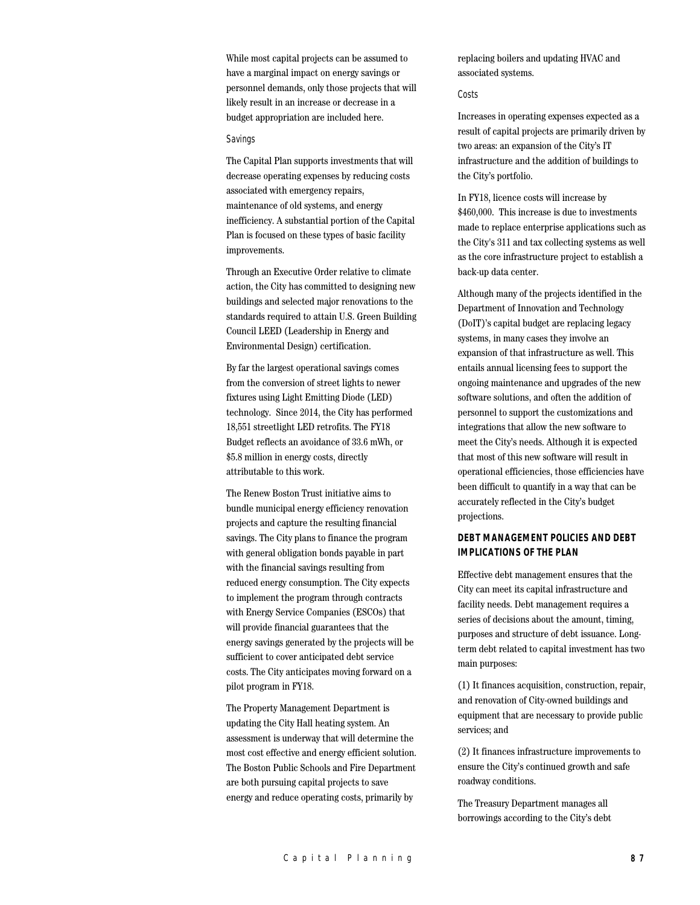While most capital projects can be assumed to have a marginal impact on energy savings or personnel demands, only those projects that will likely result in an increase or decrease in a budget appropriation are included here.

*Savings*

The Capital Plan supports investments that will decrease operating expenses by reducing costs associated with emergency repairs, maintenance of old systems, and energy inefficiency. A substantial portion of the Capital Plan is focused on these types of basic facility improvements.

Through an Executive Order relative to climate action, the City has committed to designing new buildings and selected major renovations to the standards required to attain U.S. Green Building Council LEED (Leadership in Energy and Environmental Design) certification.

By far the largest operational savings comes from the conversion of street lights to newer fixtures using Light Emitting Diode (LED) technology. Since 2014, the City has performed 18,551 streetlight LED retrofits. The FY18 Budget reflects an avoidance of 33.6 mWh, or $5.8 million in energy costs, directly attributable to this work.

The Renew Boston Trust initiative aims to bundle municipal energy efficiency renovation projects and capture the resulting financial savings. The City plans to finance the program with general obligation bonds payable in part with the financial savings resulting from reduced energy consumption. The City expects to implement the program through contracts with Energy Service Companies (ESCOs) that will provide financial guarantees that the energy savings generated by the projects will be sufficient to cover anticipated debt service costs. The City anticipates moving forward on a pilot program in FY18.

The Property Management Department is updating the City Hall heating system. An assessment is underway that will determine the most cost effective and energy efficient solution. The Boston Public Schools and Fire Department are both pursuing capital projects to save energy and reduce operating costs, primarily by replacing boilers and updating HVAC and associated systems.

*Costs*

Increases in operating expenses expected as a result of capital projects are primarily driven by two areas: an expansion of the City's IT infrastructure and the addition of buildings to the City's portfolio.

In FY18, licence costs will increase by $460,000. This increase is due to investments made to replace enterprise applications such as the City's 311 and tax collecting systems as well as the core infrastructure project to establish a back-up data center.

Although many of the projects identified in the Department of Innovation and Technology (DoIT)'s capital budget are replacing legacy systems, in many cases they involve an expansion of that infrastructure as well. This entails annual licensing fees to support the ongoing maintenance and upgrades of the new software solutions, and often the addition of personnel to support the customizations and integrations that allow the new software to meet the City's needs. Although it is expected that most of this new software will result in operational efficiencies, those efficiencies have been difficult to quantify in a way that can be accurately reflected in the City's budget projections.

## DEBT MANAGEMENT POLICIES AND DEBT IMPLICATIONS OF THE PLAN

Effective debt management ensures that the City can meet its capital infrastructure and facility needs. Debt management requires a series of decisions about the amount, timing, purposes and structure of debt issuance. Long-term debt related to capital investment has two main purposes:

(1) It finances acquisition, construction, repair, and renovation of City-owned buildings and equipment that are necessary to provide public services; and

(2) It finances infrastructure improvements to ensure the City's continued growth and safe roadway conditions.

The Treasury Department manages all borrowings according to the City's debt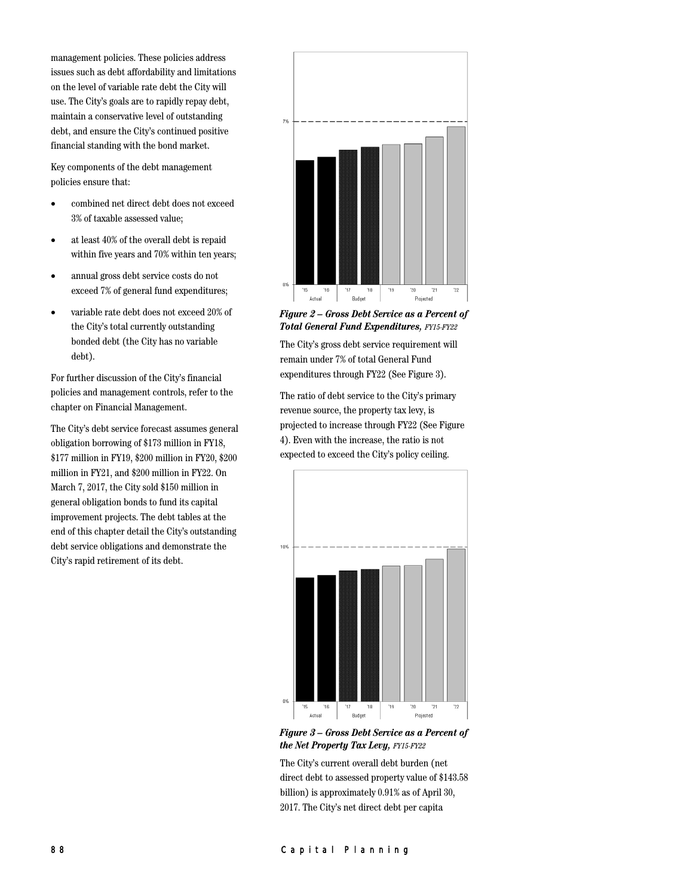management policies. These policies address issues such as debt affordability and limitations on the level of variable rate debt the City will use. The City's goals are to rapidly repay debt, maintain a conservative level of outstanding debt, and ensure the City's continued positive financial standing with the bond market.

Key components of the debt management policies ensure that:

- combined net direct debt does not exceed 3% of taxable assessed value;
- at least 40% of the overall debt is repaid within five years and 70% within ten years;
- annual gross debt service costs do not exceed 7% of general fund expenditures;
- variable rate debt does not exceed 20% of the City's total currently outstanding bonded debt (the City has no variable debt).

For further discussion of the City's financial policies and management controls, refer to the chapter on Financial Management.

The City's debt service forecast assumes general obligation borrowing of $173 million in FY18, $177 million in FY19, $200 million in FY20, $200 million in FY21, and $200 million in FY22. On March 7, 2017, the City sold $150 million in general obligation bonds to fund its capital improvement projects. The debt tables at the end of this chapter detail the City's outstanding debt service obligations and demonstrate the City's rapid retirement of its debt.

***Figure 2 – Gross Debt Service as a Percent of Total General Fund Expenditures,*** *FY15-FY22*

The City's gross debt service requirement will remain under 7% of total General Fund expenditures through FY22 (See Figure 3).

The ratio of debt service to the City's primary revenue source, the property tax levy, is projected to increase through FY22 (See Figure 4). Even with the increase, the ratio is not expected to exceed the City's policy ceiling.

***Figure 3 – Gross Debt Service as a Percent of the Net Property Tax Levy,*** *FY15-FY22*

The City's current overall debt burden (net direct debt to assessed property value of $143.58 billion) is approximately 0.91% as of April 30, 2017. The City's net direct debt per capita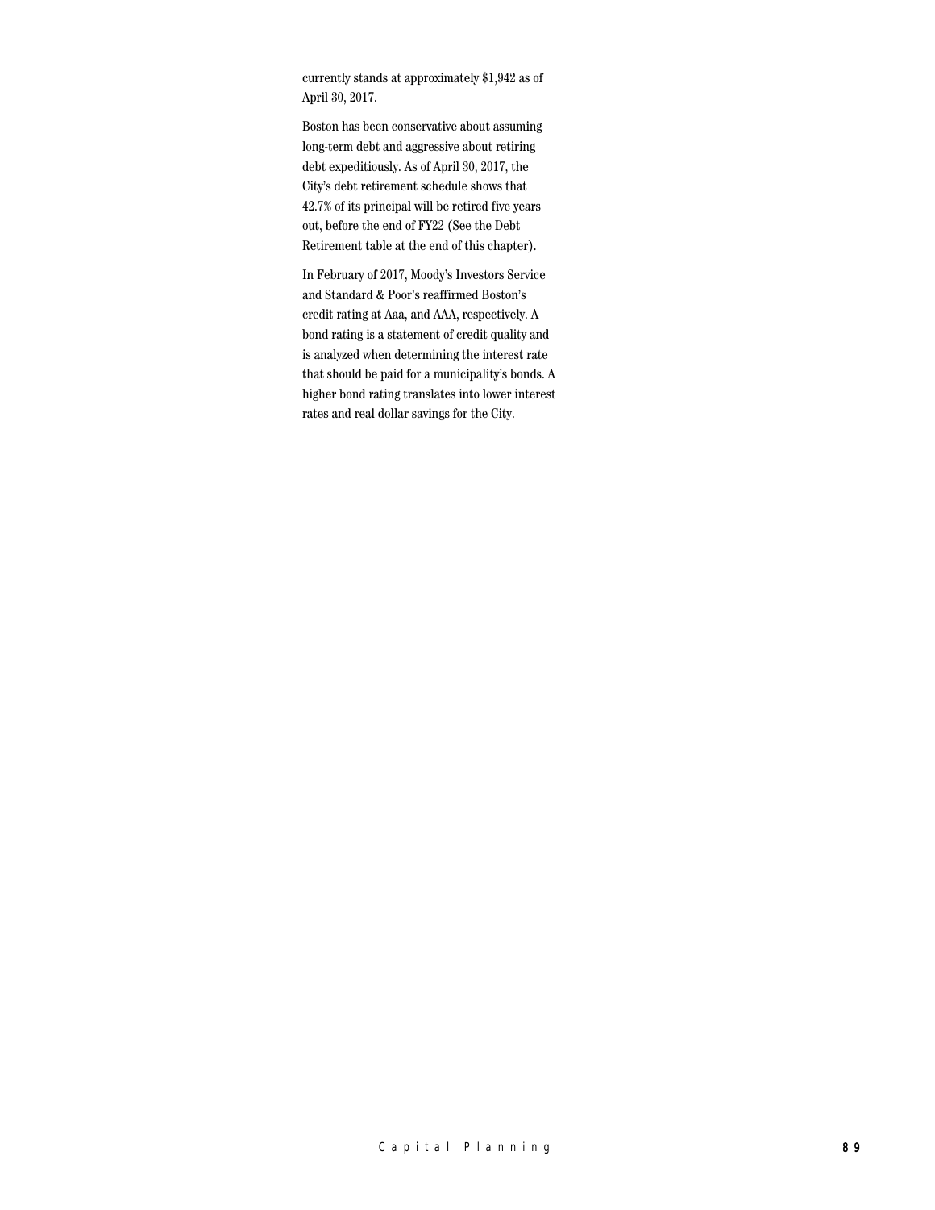currently stands at approximately $1,942 as of April 30, 2017.

Boston has been conservative about assuming long-term debt and aggressive about retiring debt expeditiously. As of April 30, 2017, the City's debt retirement schedule shows that 42.7% of its principal will be retired five years out, before the end of FY22 (See the Debt Retirement table at the end of this chapter).

In February of 2017, Moody's Investors Service and Standard & Poor's reaffirmed Boston's credit rating at Aaa, and AAA, respectively. A bond rating is a statement of credit quality and is analyzed when determining the interest rate that should be paid for a municipality's bonds. A higher bond rating translates into lower interest rates and real dollar savings for the City.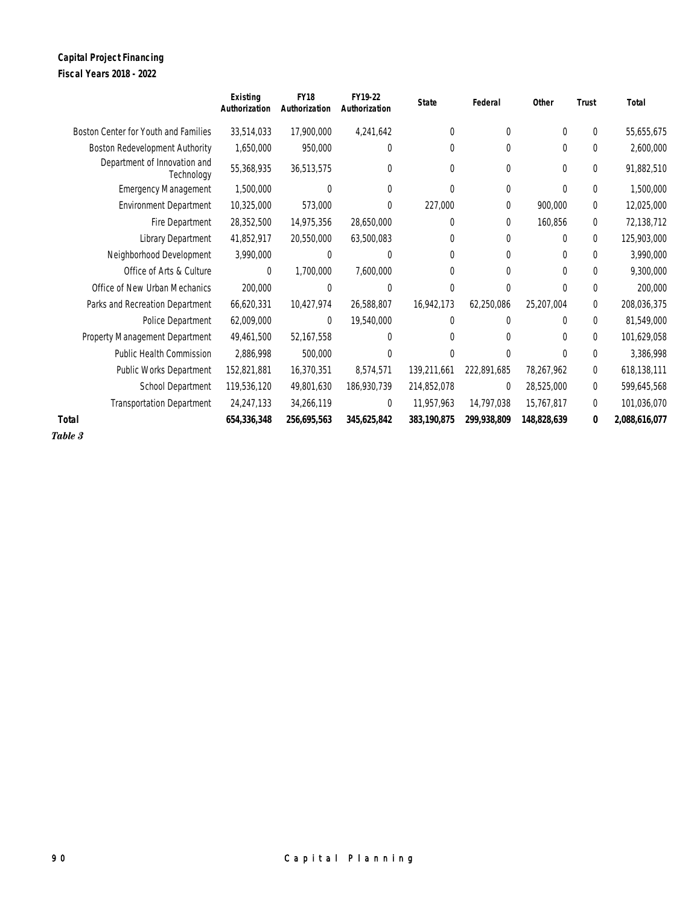**Capital Project Financing**
**Fiscal Years 2018 - 2022**

| | Existing Authorization | FY18 Authorization | FY19-22 Authorization | State | Federal | Other | Trust | Total |
|---|---|---|---|---|---|---|---|---|
| Boston Center for Youth and Families | 33,514,033 | 17,900,000 | 4,241,642 | 0 | 0 | 0 | 0 | 55,655,675 |
| Boston Redevelopment Authority | 1,650,000 | 950,000 | 0 | 0 | 0 | 0 | 0 | 2,600,000 |
| Department of Innovation and Technology | 55,368,935 | 36,513,575 | 0 | 0 | 0 | 0 | 0 | 91,882,510 |
| Emergency Management | 1,500,000 | 0 | 0 | 0 | 0 | 0 | 0 | 1,500,000 |
| Environment Department | 10,325,000 | 573,000 | 0 | 227,000 | 0 | 900,000 | 0 | 12,025,000 |
| Fire Department | 28,352,500 | 14,975,356 | 28,650,000 | 0 | 0 | 160,856 | 0 | 72,138,712 |
| Library Department | 41,852,917 | 20,550,000 | 63,500,083 | 0 | 0 | 0 | 0 | 125,903,000 |
| Neighborhood Development | 3,990,000 | 0 | 0 | 0 | 0 | 0 | 0 | 3,990,000 |
| Office of Arts & Culture | 0 | 1,700,000 | 7,600,000 | 0 | 0 | 0 | 0 | 9,300,000 |
| Office of New Urban Mechanics | 200,000 | 0 | 0 | 0 | 0 | 0 | 0 | 200,000 |
| Parks and Recreation Department | 66,620,331 | 10,427,974 | 26,588,807 | 16,942,173 | 62,250,086 | 25,207,004 | 0 | 208,036,375 |
| Police Department | 62,009,000 | 0 | 19,540,000 | 0 | 0 | 0 | 0 | 81,549,000 |
| Property Management Department | 49,461,500 | 52,167,558 | 0 | 0 | 0 | 0 | 0 | 101,629,058 |
| Public Health Commission | 2,886,998 | 500,000 | 0 | 0 | 0 | 0 | 0 | 3,386,998 |
| Public Works Department | 152,821,881 | 16,370,351 | 8,574,571 | 139,211,661 | 222,891,685 | 78,267,962 | 0 | 618,138,111 |
| School Department | 119,536,120 | 49,801,630 | 186,930,739 | 214,852,078 | 0 | 28,525,000 | 0 | 599,645,568 |
| Transportation Department | 24,247,133 | 34,266,119 | 0 | 11,957,963 | 14,797,038 | 15,767,817 | 0 | 101,036,070 |
| **Total** | **654,336,348** | **256,695,563** | **345,625,842** | **383,190,875** | **299,938,809** | **148,828,639** | **0** | **2,088,616,077** |

*Table 3*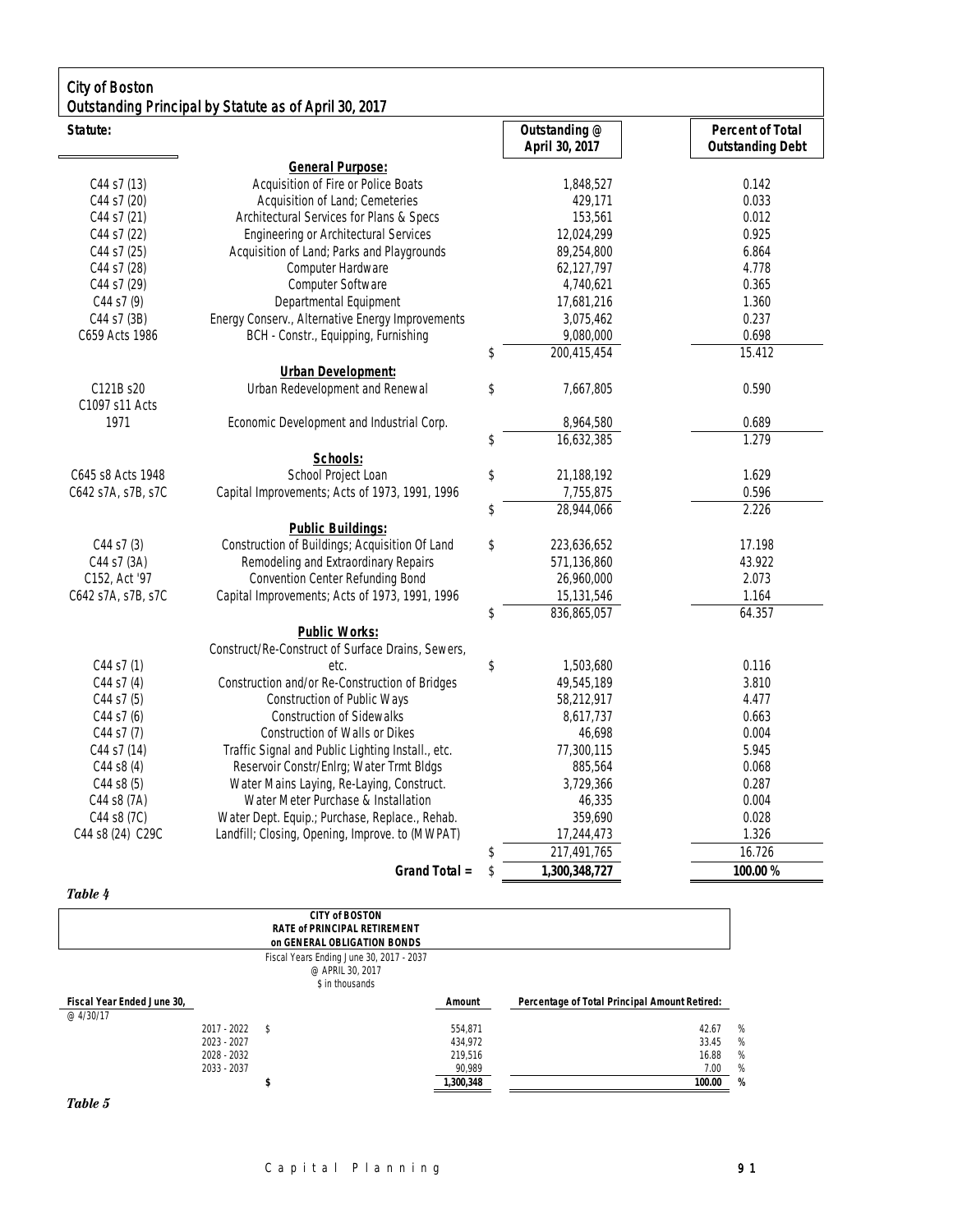## City of Boston

### Outstanding Principal by Statute as of April 30, 2017

| Statute: | | | Outstanding @ April 30, 2017 | Percent of Total Outstanding Debt |
|---|---|---|---|---|
| | **General Purpose:** | | | |
| C44 s7 (13) | Acquisition of Fire or Police Boats | | 1,848,527 | 0.142 |
| C44 s7 (20) | Acquisition of Land; Cemeteries | | 429,171 | 0.033 |
| C44 s7 (21) | Architectural Services for Plans & Specs | | 153,561 | 0.012 |
| C44 s7 (22) | Engineering or Architectural Services | | 12,024,299 | 0.925 |
| C44 s7 (25) | Acquisition of Land; Parks and Playgrounds | | 89,254,800 | 6.864 |
| C44 s7 (28) | Computer Hardware | | 62,127,797 | 4.778 |
| C44 s7 (29) | Computer Software | | 4,740,621 | 0.365 |
| C44 s7 (9) | Departmental Equipment | | 17,681,216 | 1.360 |
| C44 s7 (3B) | Energy Conserv., Alternative Energy Improvements | | 3,075,462 | 0.237 |
| C659 Acts 1986 | BCH - Constr., Equipping, Furnishing | | 9,080,000 | 0.698 |
| | | $ | 200,415,454 | 15.412 |
| | **Urban Development:** | | | |
| C121B s20 | Urban Redevelopment and Renewal | $ | 7,667,805 | 0.590 |
| C1097 s11 Acts 1971 | Economic Development and Industrial Corp. | | 8,964,580 | 0.689 |
| | | $ | 16,632,385 | 1.279 |
| | **Schools:** | | | |
| C645 s8 Acts 1948 | School Project Loan | $ | 21,188,192 | 1.629 |
| C642 s7A, s7B, s7C | Capital Improvements; Acts of 1973, 1991, 1996 | | 7,755,875 | 0.596 |
| | | $ | 28,944,066 | 2.226 |
| | **Public Buildings:** | | | |
| C44 s7 (3) | Construction of Buildings; Acquisition Of Land | $ | 223,636,652 | 17.198 |
| C44 s7 (3A) | Remodeling and Extraordinary Repairs | | 571,136,860 | 43.922 |
| C152, Act '97 | Convention Center Refunding Bond | | 26,960,000 | 2.073 |
| C642 s7A, s7B, s7C | Capital Improvements; Acts of 1973, 1991, 1996 | | 15,131,546 | 1.164 |
| | | $ | 836,865,057 | 64.357 |
| | **Public Works:** | | | |
| C44 s7 (1) | Construct/Re-Construct of Surface Drains, Sewers, etc. | $ | 1,503,680 | 0.116 |
| C44 s7 (4) | Construction and/or Re-Construction of Bridges | | 49,545,189 | 3.810 |
| C44 s7 (5) | Construction of Public Ways | | 58,212,917 | 4.477 |
| C44 s7 (6) | Construction of Sidewalks | | 8,617,737 | 0.663 |
| C44 s7 (7) | Construction of Walls or Dikes | | 46,698 | 0.004 |
| C44 s7 (14) | Traffic Signal and Public Lighting Install., etc. | | 77,300,115 | 5.945 |
| C44 s8 (4) | Reservoir Constr/Enlrg; Water Trmt Bldgs | | 885,564 | 0.068 |
| C44 s8 (5) | Water Mains Laying, Re-Laying, Construct. | | 3,729,366 | 0.287 |
| C44 s8 (7A) | Water Meter Purchase & Installation | | 46,335 | 0.004 |
| C44 s8 (7C) | Water Dept. Equip.; Purchase, Replace., Rehab. | | 359,690 | 0.028 |
| C44 s8 (24) C29C | Landfill; Closing, Opening, Improve. to (MWPAT) | | 17,244,473 | 1.326 |
| | | $ | 217,491,765 | 16.726 |
| | **Grand Total =** | $ | **1,300,348,727** | **100.00 %** |

*Table 4*

**CITY of BOSTON**
**RATE of PRINCIPAL RETIREMENT**
**on GENERAL OBLIGATION BONDS**

Fiscal Years Ending June 30, 2017 - 2037
@ APRIL 30, 2017
$ in thousands

| Fiscal Year Ended June 30, @ 4/30/17 | | Amount | Percentage of Total Principal Amount Retired: |
|---|---|---|---|
| 2017 - 2022 | $ | 554,871 | 42.67 % |
| 2023 - 2027 | | 434,972 | 33.45 % |
| 2028 - 2032 | | 219,516 | 16.88 % |
| 2033 - 2037 | | 90,989 | 7.00 % |
| | $ | 1,300,348 | 100.00 % |

*Table 5*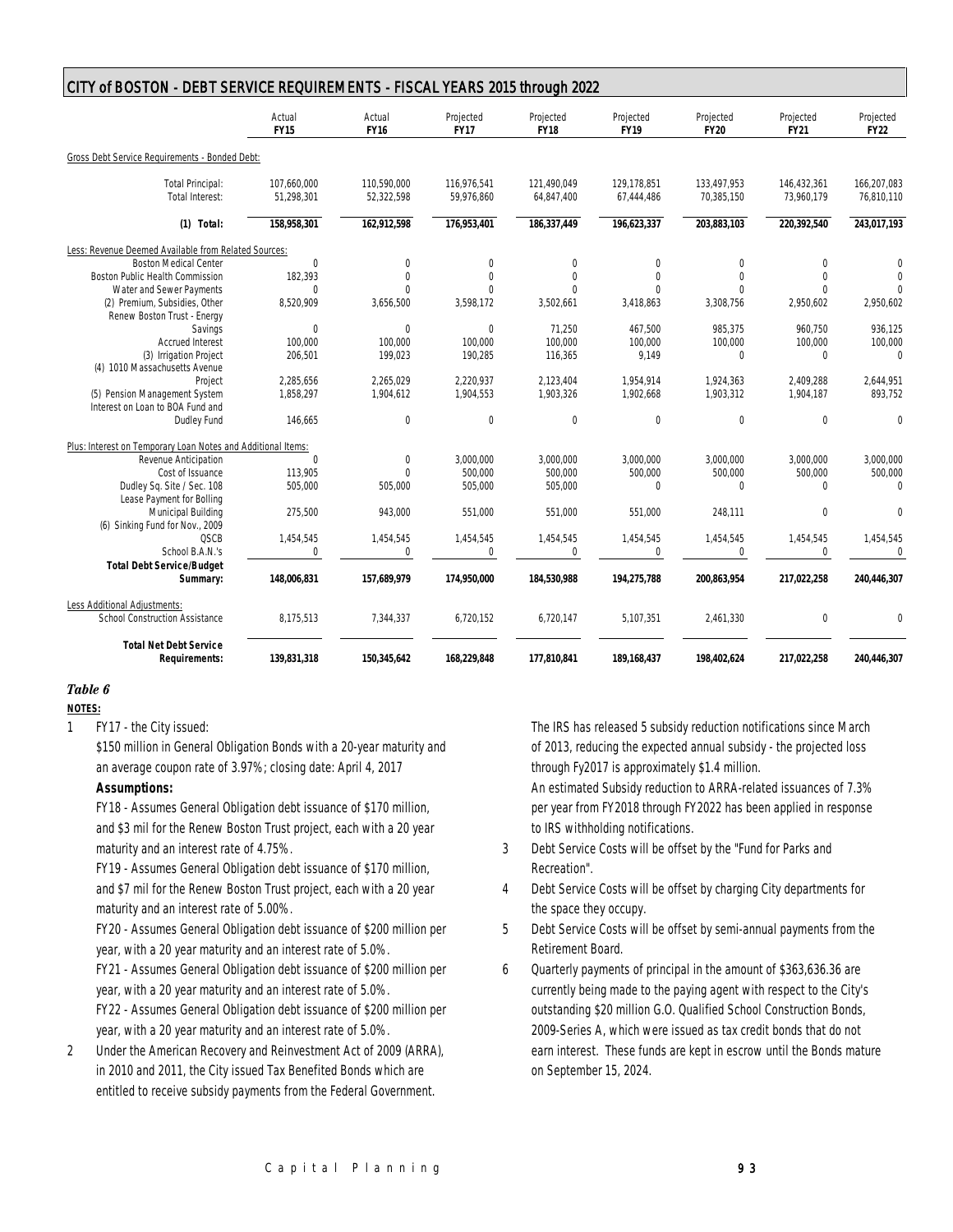## CITY of BOSTON - DEBT SERVICE REQUIREMENTS - FISCAL YEARS 2015 through 2022

| | Actual FY15 | Actual FY16 | Projected FY17 | Projected FY18 | Projected FY19 | Projected FY20 | Projected FY21 | Projected FY22 |
|---|---|---|---|---|---|---|---|---|
| Gross Debt Service Requirements - Bonded Debt: | | | | | | | | |
| Total Principal: | 107,660,000 | 110,590,000 | 116,976,541 | 121,490,049 | 129,178,851 | 133,497,953 | 146,432,361 | 166,207,083 |
| Total Interest: | 51,298,301 | 52,322,598 | 59,976,860 | 64,847,400 | 67,444,486 | 70,385,150 | 73,960,179 | 76,810,110 |
| **(1) Total:** | **158,958,301** | **162,912,598** | **176,953,401** | **186,337,449** | **196,623,337** | **203,883,103** | **220,392,540** | **243,017,193** |
| Less: Revenue Deemed Available from Related Sources: | | | | | | | | |
| Boston Medical Center | 0 | 0 | 0 | 0 | 0 | 0 | 0 | 0 |
| Boston Public Health Commission | 182,393 | 0 | 0 | 0 | 0 | 0 | 0 | 0 |
| Water and Sewer Payments | 0 | 0 | 0 | 0 | 0 | 0 | 0 | 0 |
| (2) Premium, Subsidies, Other | 8,520,909 | 3,656,500 | 3,598,172 | 3,502,661 | 3,418,863 | 3,308,756 | 2,950,602 | 2,950,602 |
| Renew Boston Trust - Energy Savings | 0 | 0 | 0 | 71,250 | 467,500 | 985,375 | 960,750 | 936,125 |
| Accrued Interest | 100,000 | 100,000 | 100,000 | 100,000 | 100,000 | 100,000 | 100,000 | 100,000 |
| (3) Irrigation Project | 206,501 | 199,023 | 190,285 | 116,365 | 9,149 | 0 | 0 | 0 |
| (4) 1010 Massachusetts Avenue Project | 2,285,656 | 2,265,029 | 2,220,937 | 2,123,404 | 1,954,914 | 1,924,363 | 2,409,288 | 2,644,951 |
| (5) Pension Management System | 1,858,297 | 1,904,612 | 1,904,553 | 1,903,326 | 1,902,668 | 1,903,312 | 1,904,187 | 893,752 |
| Interest on Loan to BOA Fund and Dudley Fund | 146,665 | 0 | 0 | 0 | 0 | 0 | 0 | 0 |
| Plus: Interest on Temporary Loan Notes and Additional Items: | | | | | | | | |
| Revenue Anticipation | 0 | 0 | 3,000,000 | 3,000,000 | 3,000,000 | 3,000,000 | 3,000,000 | 3,000,000 |
| Cost of Issuance | 113,905 | 0 | 500,000 | 500,000 | 500,000 | 500,000 | 500,000 | 500,000 |
| Dudley Sq. Site / Sec. 108 | 505,000 | 505,000 | 505,000 | 505,000 | 0 | 0 | 0 | 0 |
| Lease Payment for Bolling Municipal Building | 275,500 | 943,000 | 551,000 | 551,000 | 551,000 | 248,111 | 0 | 0 |
| (6) Sinking Fund for Nov., 2009 QSCB | 1,454,545 | 1,454,545 | 1,454,545 | 1,454,545 | 1,454,545 | 1,454,545 | 1,454,545 | 1,454,545 |
| School B.A.N.'s | 0 | 0 | 0 | 0 | 0 | 0 | 0 | 0 |
| **Total Debt Service/Budget Summary:** | **148,006,831** | **157,689,979** | **174,950,000** | **184,530,988** | **194,275,788** | **200,863,954** | **217,022,258** | **240,446,307** |
| Less Additional Adjustments: | | | | | | | | |
| School Construction Assistance | 8,175,513 | 7,344,337 | 6,720,152 | 6,720,147 | 5,107,351 | 2,461,330 | 0 | 0 |
| **Total Net Debt Service Requirements:** | **139,831,318** | **150,345,642** | **168,229,848** | **177,810,841** | **189,168,437** | **198,402,624** | **217,022,258** | **240,446,307** |

***Table 6***

**NOTES:**

1. FY17 - the City issued:

   $150 million in General Obligation Bonds with a 20-year maturity and an average coupon rate of 3.97%; closing date: April 4, 2017

   **Assumptions:**

   FY18 - Assumes General Obligation debt issuance of $170 million, and $3 mil for the Renew Boston Trust project, each with a 20 year maturity and an interest rate of 4.75%.

   FY19 - Assumes General Obligation debt issuance of $170 million, and $7 mil for the Renew Boston Trust project, each with a 20 year maturity and an interest rate of 5.00%.

   FY20 - Assumes General Obligation debt issuance of $200 million per year, with a 20 year maturity and an interest rate of 5.0%.

   FY21 - Assumes General Obligation debt issuance of $200 million per year, with a 20 year maturity and an interest rate of 5.0%.

   FY22 - Assumes General Obligation debt issuance of $200 million per year, with a 20 year maturity and an interest rate of 5.0%.

2. Under the American Recovery and Reinvestment Act of 2009 (ARRA), in 2010 and 2011, the City issued Tax Benefited Bonds which are entitled to receive subsidy payments from the Federal Government.

   The IRS has released 5 subsidy reduction notifications since March of 2013, reducing the expected annual subsidy - the projected loss through Fy2017 is approximately $1.4 million.

   An estimated Subsidy reduction to ARRA-related issuances of 7.3% per year from FY2018 through FY2022 has been applied in response to IRS withholding notifications.

3. Debt Service Costs will be offset by the "Fund for Parks and Recreation".
4. Debt Service Costs will be offset by charging City departments for the space they occupy.
5. Debt Service Costs will be offset by semi-annual payments from the Retirement Board.
6. Quarterly payments of principal in the amount of $363,636.36 are currently being made to the paying agent with respect to the City's outstanding $20 million G.O. Qualified School Construction Bonds, 2009-Series A, which were issued as tax credit bonds that do not earn interest. These funds are kept in escrow until the Bonds mature on September 15, 2024.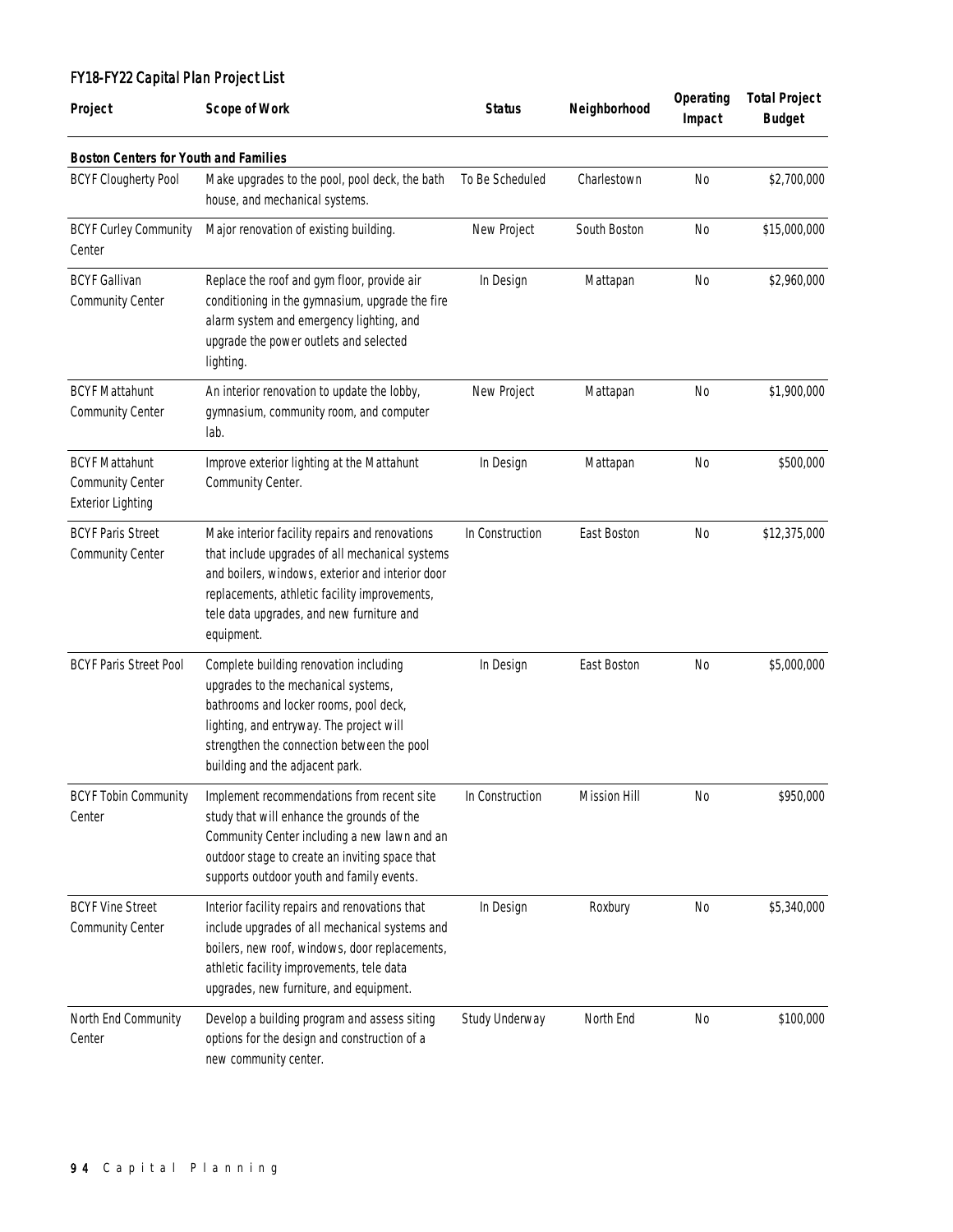## FY18-FY22 Capital Plan Project List

| Project | Scope of Work | Status | Neighborhood | Operating Impact | Total Project Budget |
|---|---|---|---|---|---|
| **Boston Centers for Youth and Families** | | | | | |
| BCYF Clougherty Pool | Make upgrades to the pool, pool deck, the bath house, and mechanical systems. | To Be Scheduled | Charlestown | No | $2,700,000 |
| BCYF Curley Community Center | Major renovation of existing building. | New Project | South Boston | No | $15,000,000 |
| BCYF Gallivan Community Center | Replace the roof and gym floor, provide air conditioning in the gymnasium, upgrade the fire alarm system and emergency lighting, and upgrade the power outlets and selected lighting. | In Design | Mattapan | No | $2,960,000 |
| BCYF Mattahunt Community Center | An interior renovation to update the lobby, gymnasium, community room, and computer lab. | New Project | Mattapan | No | $1,900,000 |
| BCYF Mattahunt Community Center Exterior Lighting | Improve exterior lighting at the Mattahunt Community Center. | In Design | Mattapan | No | $500,000 |
| BCYF Paris Street Community Center | Make interior facility repairs and renovations that include upgrades of all mechanical systems and boilers, windows, exterior and interior door replacements, athletic facility improvements, tele data upgrades, and new furniture and equipment. | In Construction | East Boston | No | $12,375,000 |
| BCYF Paris Street Pool | Complete building renovation including upgrades to the mechanical systems, bathrooms and locker rooms, pool deck, lighting, and entryway. The project will strengthen the connection between the pool building and the adjacent park. | In Design | East Boston | No | $5,000,000 |
| BCYF Tobin Community Center | Implement recommendations from recent site study that will enhance the grounds of the Community Center including a new lawn and an outdoor stage to create an inviting space that supports outdoor youth and family events. | In Construction | Mission Hill | No | $950,000 |
| BCYF Vine Street Community Center | Interior facility repairs and renovations that include upgrades of all mechanical systems and boilers, new roof, windows, door replacements, athletic facility improvements, tele data upgrades, new furniture, and equipment. | In Design | Roxbury | No | $5,340,000 |
| North End Community Center | Develop a building program and assess siting options for the design and construction of a new community center. | Study Underway | North End | No | $100,000 |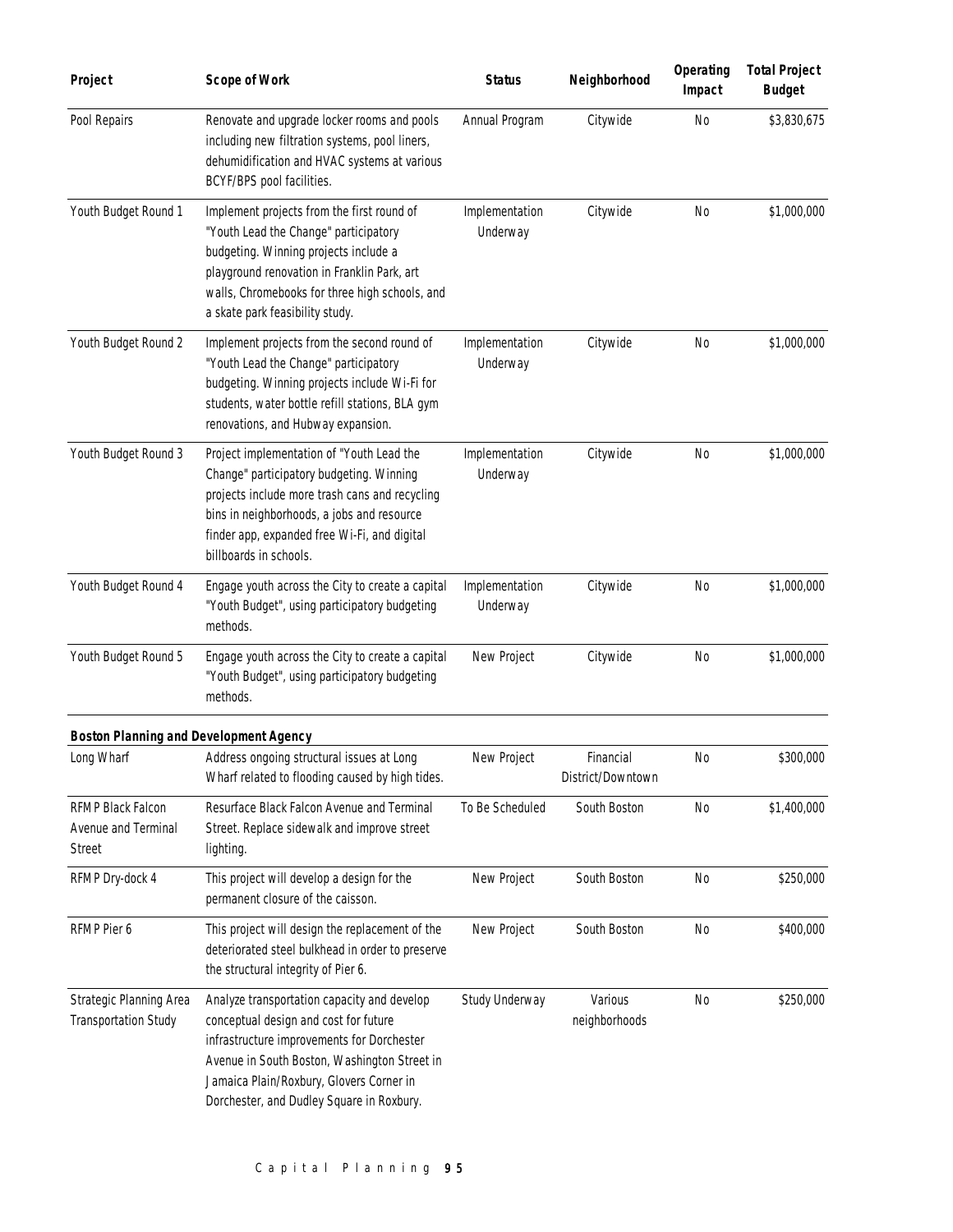| Project | Scope of Work | Status | Neighborhood | Operating Impact | Total Project Budget |
| --- | --- | --- | --- | --- | --- |
| Pool Repairs | Renovate and upgrade locker rooms and pools including new filtration systems, pool liners, dehumidification and HVAC systems at various BCYF/BPS pool facilities. | Annual Program | Citywide | No | $3,830,675 |
| Youth Budget Round 1 | Implement projects from the first round of "Youth Lead the Change" participatory budgeting. Winning projects include a playground renovation in Franklin Park, art walls, Chromebooks for three high schools, and a skate park feasibility study. | Implementation Underway | Citywide | No | $1,000,000 |
| Youth Budget Round 2 | Implement projects from the second round of "Youth Lead the Change" participatory budgeting. Winning projects include Wi-Fi for students, water bottle refill stations, BLA gym renovations, and Hubway expansion. | Implementation Underway | Citywide | No | $1,000,000 |
| Youth Budget Round 3 | Project implementation of "Youth Lead the Change" participatory budgeting. Winning projects include more trash cans and recycling bins in neighborhoods, a jobs and resource finder app, expanded free Wi-Fi, and digital billboards in schools. | Implementation Underway | Citywide | No | $1,000,000 |
| Youth Budget Round 4 | Engage youth across the City to create a capital "Youth Budget", using participatory budgeting methods. | Implementation Underway | Citywide | No | $1,000,000 |
| Youth Budget Round 5 | Engage youth across the City to create a capital "Youth Budget", using participatory budgeting methods. | New Project | Citywide | No | $1,000,000 |
| **Boston Planning and Development Agency** | | | | | |
| Long Wharf | Address ongoing structural issues at Long Wharf related to flooding caused by high tides. | New Project | Financial District/Downtown | No | $300,000 |
| RFMP Black Falcon Avenue and Terminal Street | Resurface Black Falcon Avenue and Terminal Street. Replace sidewalk and improve street lighting. | To Be Scheduled | South Boston | No | $1,400,000 |
| RFMP Dry-dock 4 | This project will develop a design for the permanent closure of the caisson. | New Project | South Boston | No | $250,000 |
| RFMP Pier 6 | This project will design the replacement of the deteriorated steel bulkhead in order to preserve the structural integrity of Pier 6. | New Project | South Boston | No | $400,000 |
| Strategic Planning Area Transportation Study | Analyze transportation capacity and develop conceptual design and cost for future infrastructure improvements for Dorchester Avenue in South Boston, Washington Street in Jamaica Plain/Roxbury, Glovers Corner in Dorchester, and Dudley Square in Roxbury. | Study Underway | Various neighborhoods | No | $250,000 |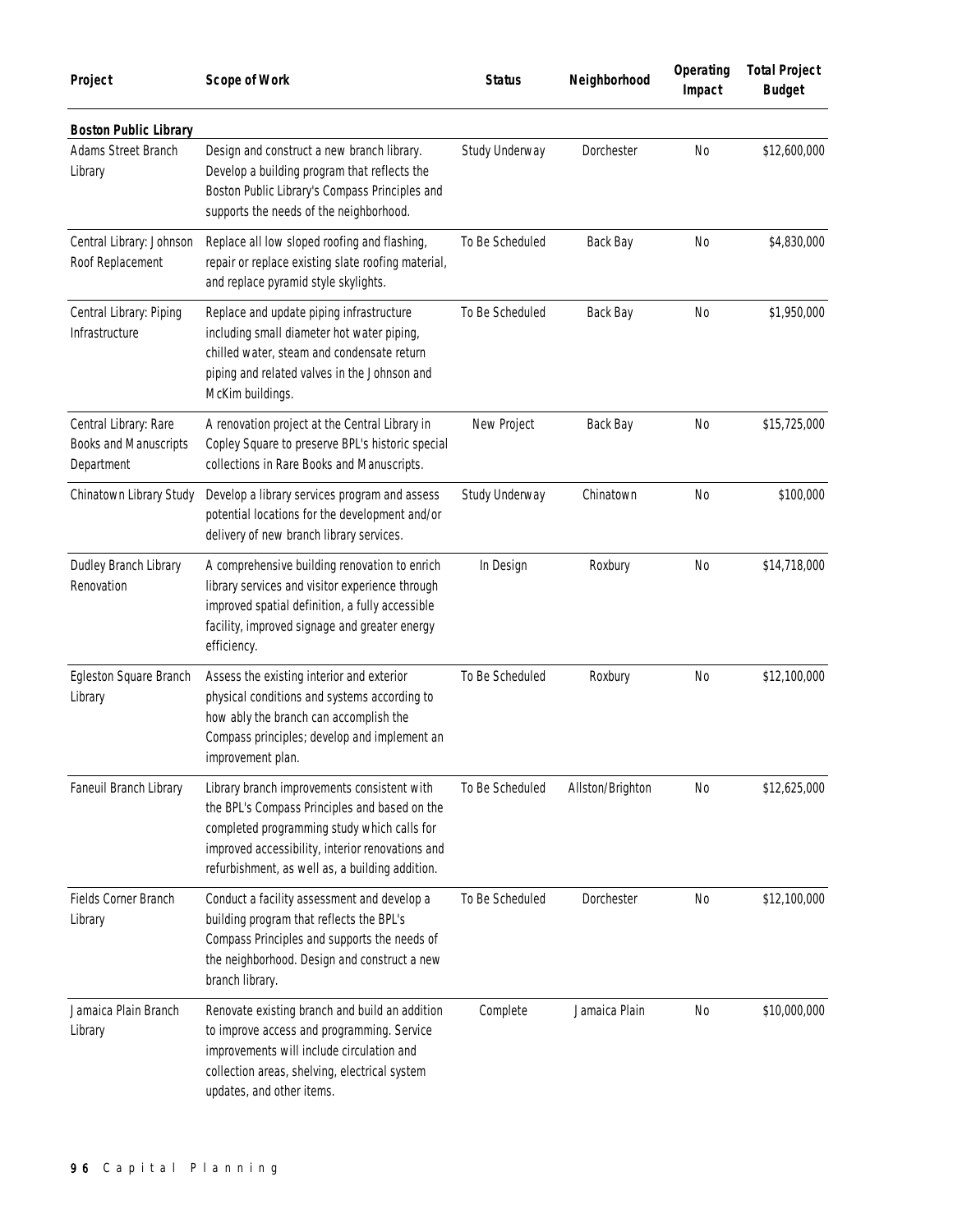| Project | Scope of Work | Status | Neighborhood | Operating Impact | Total Project Budget |
|---|---|---|---|---|---|
| **Boston Public Library** | | | | | |
| Adams Street Branch Library | Design and construct a new branch library. Develop a building program that reflects the Boston Public Library's Compass Principles and supports the needs of the neighborhood. | Study Underway | Dorchester | No | $12,600,000 |
| Central Library: Johnson Roof Replacement | Replace all low sloped roofing and flashing, repair or replace existing slate roofing material, and replace pyramid style skylights. | To Be Scheduled | Back Bay | No | $4,830,000 |
| Central Library: Piping Infrastructure | Replace and update piping infrastructure including small diameter hot water piping, chilled water, steam and condensate return piping and related valves in the Johnson and McKim buildings. | To Be Scheduled | Back Bay | No | $1,950,000 |
| Central Library: Rare Books and Manuscripts Department | A renovation project at the Central Library in Copley Square to preserve BPL's historic special collections in Rare Books and Manuscripts. | New Project | Back Bay | No | $15,725,000 |
| Chinatown Library Study | Develop a library services program and assess potential locations for the development and/or delivery of new branch library services. | Study Underway | Chinatown | No | $100,000 |
| Dudley Branch Library Renovation | A comprehensive building renovation to enrich library services and visitor experience through improved spatial definition, a fully accessible facility, improved signage and greater energy efficiency. | In Design | Roxbury | No | $14,718,000 |
| Egleston Square Branch Library | Assess the existing interior and exterior physical conditions and systems according to how ably the branch can accomplish the Compass principles; develop and implement an improvement plan. | To Be Scheduled | Roxbury | No | $12,100,000 |
| Faneuil Branch Library | Library branch improvements consistent with the BPL's Compass Principles and based on the completed programming study which calls for improved accessibility, interior renovations and refurbishment, as well as, a building addition. | To Be Scheduled | Allston/Brighton | No | $12,625,000 |
| Fields Corner Branch Library | Conduct a facility assessment and develop a building program that reflects the BPL's Compass Principles and supports the needs of the neighborhood. Design and construct a new branch library. | To Be Scheduled | Dorchester | No | $12,100,000 |
| Jamaica Plain Branch Library | Renovate existing branch and build an addition to improve access and programming. Service improvements will include circulation and collection areas, shelving, electrical system updates, and other items. | Complete | Jamaica Plain | No | $10,000,000 |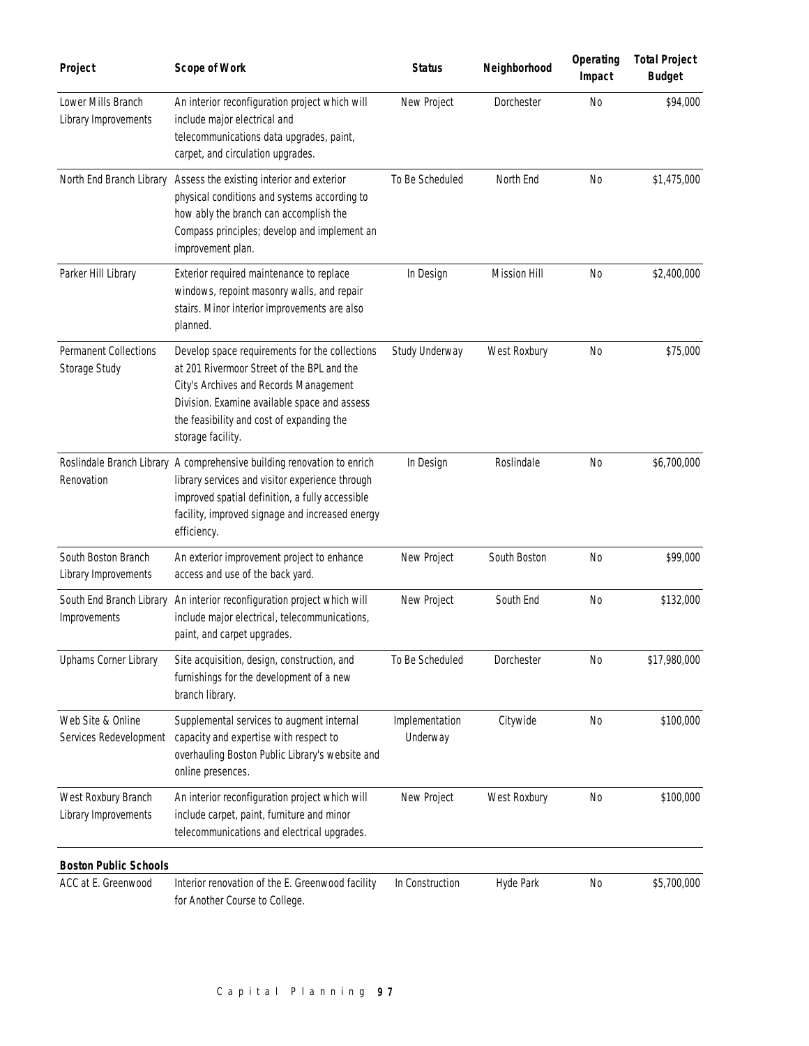| Project | Scope of Work | Status | Neighborhood | Operating Impact | Total Project Budget |
|---|---|---|---|---|---|
| Lower Mills Branch Library Improvements | An interior reconfiguration project which will include major electrical and telecommunications data upgrades, paint, carpet, and circulation upgrades. | New Project | Dorchester | No | $94,000 |
| North End Branch Library | Assess the existing interior and exterior physical conditions and systems according to how ably the branch can accomplish the Compass principles; develop and implement an improvement plan. | To Be Scheduled | North End | No | $1,475,000 |
| Parker Hill Library | Exterior required maintenance to replace windows, repoint masonry walls, and repair stairs. Minor interior improvements are also planned. | In Design | Mission Hill | No | $2,400,000 |
| Permanent Collections Storage Study | Develop space requirements for the collections at 201 Rivermoor Street of the BPL and the City's Archives and Records Management Division. Examine available space and assess the feasibility and cost of expanding the storage facility. | Study Underway | West Roxbury | No | $75,000 |
| Roslindale Branch Library Renovation | A comprehensive building renovation to enrich library services and visitor experience through improved spatial definition, a fully accessible facility, improved signage and increased energy efficiency. | In Design | Roslindale | No | $6,700,000 |
| South Boston Branch Library Improvements | An exterior improvement project to enhance access and use of the back yard. | New Project | South Boston | No | $99,000 |
| South End Branch Library Improvements | An interior reconfiguration project which will include major electrical, telecommunications, paint, and carpet upgrades. | New Project | South End | No | $132,000 |
| Uphams Corner Library | Site acquisition, design, construction, and furnishings for the development of a new branch library. | To Be Scheduled | Dorchester | No | $17,980,000 |
| Web Site & Online Services Redevelopment | Supplemental services to augment internal capacity and expertise with respect to overhauling Boston Public Library's website and online presences. | Implementation Underway | Citywide | No | $100,000 |
| West Roxbury Branch Library Improvements | An interior reconfiguration project which will include carpet, paint, furniture and minor telecommunications and electrical upgrades. | New Project | West Roxbury | No | $100,000 |
| **Boston Public Schools** | | | | | |
| ACC at E. Greenwood | Interior renovation of the E. Greenwood facility for Another Course to College. | In Construction | Hyde Park | No | $5,700,000 |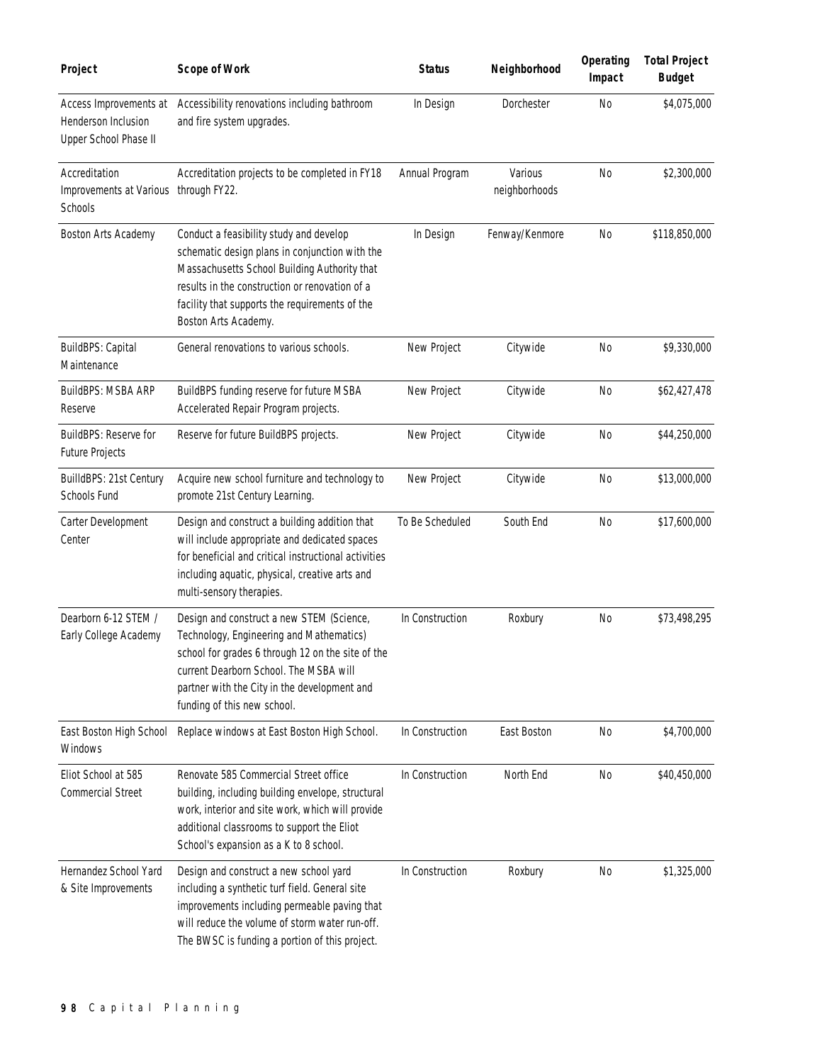| Project | Scope of Work | Status | Neighborhood | Operating Impact | Total Project Budget |
|---|---|---|---|---|---|
| Access Improvements at Henderson Inclusion Upper School Phase II | Accessibility renovations including bathroom and fire system upgrades. | In Design | Dorchester | No | $4,075,000 |
| Accreditation Improvements at Various Schools | Accreditation projects to be completed in FY18 through FY22. | Annual Program | Various neighborhoods | No | $2,300,000 |
| Boston Arts Academy | Conduct a feasibility study and develop schematic design plans in conjunction with the Massachusetts School Building Authority that results in the construction or renovation of a facility that supports the requirements of the Boston Arts Academy. | In Design | Fenway/Kenmore | No | $118,850,000 |
| BuildBPS: Capital Maintenance | General renovations to various schools. | New Project | Citywide | No | $9,330,000 |
| BuildBPS: MSBA ARP Reserve | BuildBPS funding reserve for future MSBA Accelerated Repair Program projects. | New Project | Citywide | No | $62,427,478 |
| BuildBPS: Reserve for Future Projects | Reserve for future BuildBPS projects. | New Project | Citywide | No | $44,250,000 |
| BuilldBPS: 21st Century Schools Fund | Acquire new school furniture and technology to promote 21st Century Learning. | New Project | Citywide | No | $13,000,000 |
| Carter Development Center | Design and construct a building addition that will include appropriate and dedicated spaces for beneficial and critical instructional activities including aquatic, physical, creative arts and multi-sensory therapies. | To Be Scheduled | South End | No | $17,600,000 |
| Dearborn 6-12 STEM / Early College Academy | Design and construct a new STEM (Science, Technology, Engineering and Mathematics) school for grades 6 through 12 on the site of the current Dearborn School. The MSBA will partner with the City in the development and funding of this new school. | In Construction | Roxbury | No | $73,498,295 |
| East Boston High School Windows | Replace windows at East Boston High School. | In Construction | East Boston | No | $4,700,000 |
| Eliot School at 585 Commercial Street | Renovate 585 Commercial Street office building, including building envelope, structural work, interior and site work, which will provide additional classrooms to support the Eliot School's expansion as a K to 8 school. | In Construction | North End | No | $40,450,000 |
| Hernandez School Yard & Site Improvements | Design and construct a new school yard including a synthetic turf field. General site improvements including permeable paving that will reduce the volume of storm water run-off. The BWSC is funding a portion of this project. | In Construction | Roxbury | No | $1,325,000 |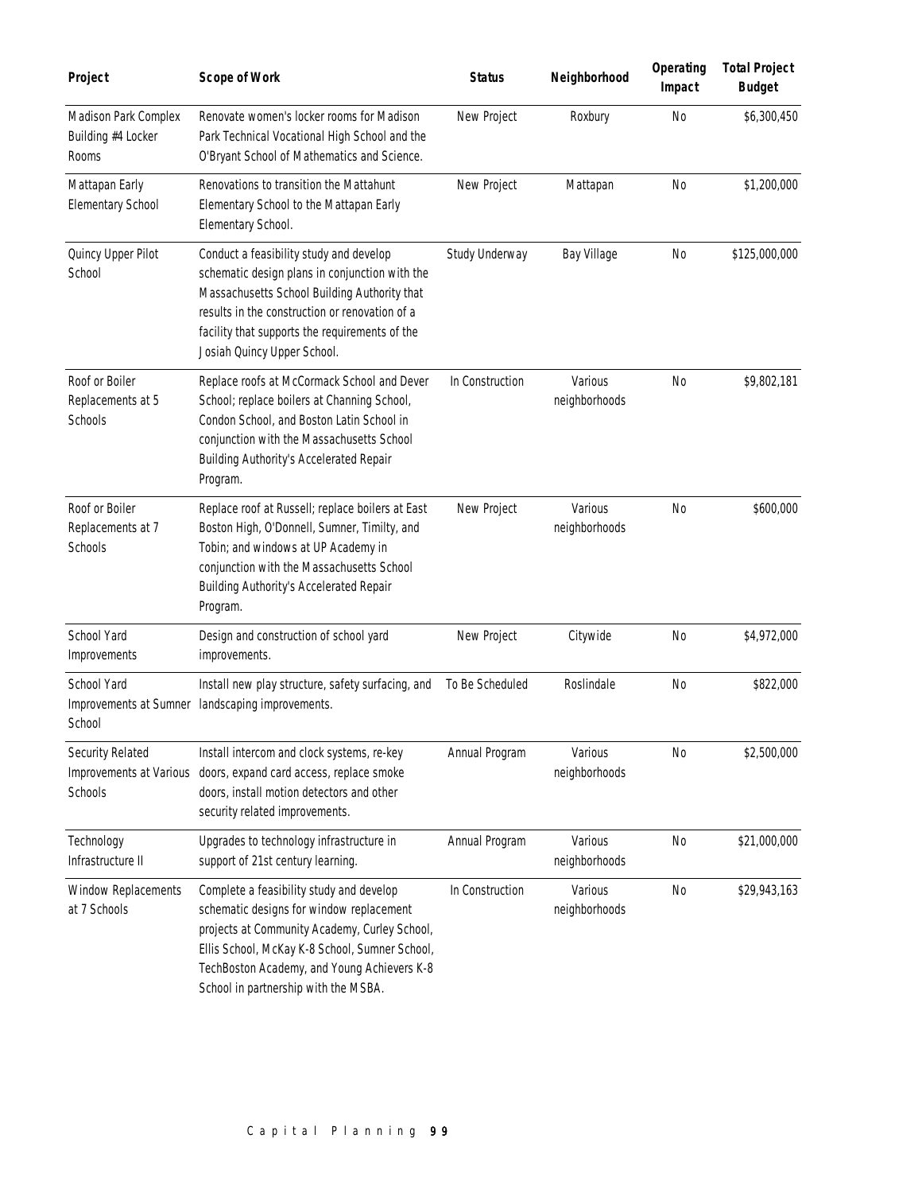| Project | Scope of Work | Status | Neighborhood | Operating Impact | Total Project Budget |
|---|---|---|---|---|---|
| Madison Park Complex Building #4 Locker Rooms | Renovate women's locker rooms for Madison Park Technical Vocational High School and the O'Bryant School of Mathematics and Science. | New Project | Roxbury | No | $6,300,450 |
| Mattapan Early Elementary School | Renovations to transition the Mattahunt Elementary School to the Mattapan Early Elementary School. | New Project | Mattapan | No | $1,200,000 |
| Quincy Upper Pilot School | Conduct a feasibility study and develop schematic design plans in conjunction with the Massachusetts School Building Authority that results in the construction or renovation of a facility that supports the requirements of the Josiah Quincy Upper School. | Study Underway | Bay Village | No | $125,000,000 |
| Roof or Boiler Replacements at 5 Schools | Replace roofs at McCormack School and Dever School; replace boilers at Channing School, Condon School, and Boston Latin School in conjunction with the Massachusetts School Building Authority's Accelerated Repair Program. | In Construction | Various neighborhoods | No | $9,802,181 |
| Roof or Boiler Replacements at 7 Schools | Replace roof at Russell; replace boilers at East Boston High, O'Donnell, Sumner, Timilty, and Tobin; and windows at UP Academy in conjunction with the Massachusetts School Building Authority's Accelerated Repair Program. | New Project | Various neighborhoods | No | $600,000 |
| School Yard Improvements | Design and construction of school yard improvements. | New Project | Citywide | No | $4,972,000 |
| School Yard Improvements at Sumner School | Install new play structure, safety surfacing, and landscaping improvements. | To Be Scheduled | Roslindale | No | $822,000 |
| Security Related Improvements at Various Schools | Install intercom and clock systems, re-key doors, expand card access, replace smoke doors, install motion detectors and other security related improvements. | Annual Program | Various neighborhoods | No | $2,500,000 |
| Technology Infrastructure II | Upgrades to technology infrastructure in support of 21st century learning. | Annual Program | Various neighborhoods | No | $21,000,000 |
| Window Replacements at 7 Schools | Complete a feasibility study and develop schematic designs for window replacement projects at Community Academy, Curley School, Ellis School, McKay K-8 School, Sumner School, TechBoston Academy, and Young Achievers K-8 School in partnership with the MSBA. | In Construction | Various neighborhoods | No | $29,943,163 |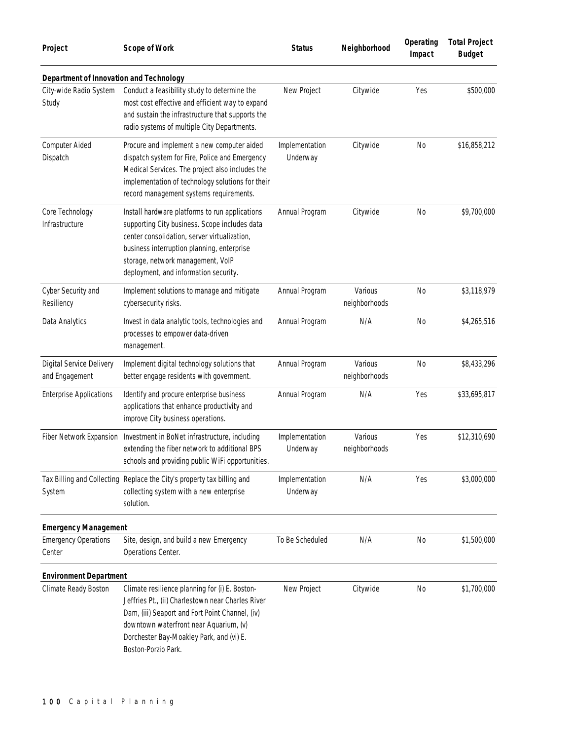| Project | Scope of Work | Status | Neighborhood | Operating Impact | Total Project Budget |
|---|---|---|---|---|---|
| **Department of Innovation and Technology** | | | | | |
| City-wide Radio System Study | Conduct a feasibility study to determine the most cost effective and efficient way to expand and sustain the infrastructure that supports the radio systems of multiple City Departments. | New Project | Citywide | Yes | $500,000 |
| Computer Aided Dispatch | Procure and implement a new computer aided dispatch system for Fire, Police and Emergency Medical Services. The project also includes the implementation of technology solutions for their record management systems requirements. | Implementation Underway | Citywide | No | $16,858,212 |
| Core Technology Infrastructure | Install hardware platforms to run applications supporting City business. Scope includes data center consolidation, server virtualization, business interruption planning, enterprise storage, network management, VoIP deployment, and information security. | Annual Program | Citywide | No | $9,700,000 |
| Cyber Security and Resiliency | Implement solutions to manage and mitigate cybersecurity risks. | Annual Program | Various neighborhoods | No | $3,118,979 |
| Data Analytics | Invest in data analytic tools, technologies and processes to empower data-driven management. | Annual Program | N/A | No | $4,265,516 |
| Digital Service Delivery and Engagement | Implement digital technology solutions that better engage residents with government. | Annual Program | Various neighborhoods | No | $8,433,296 |
| Enterprise Applications | Identify and procure enterprise business applications that enhance productivity and improve City business operations. | Annual Program | N/A | Yes | $33,695,817 |
| Fiber Network Expansion | Investment in BoNet infrastructure, including extending the fiber network to additional BPS schools and providing public WiFi opportunities. | Implementation Underway | Various neighborhoods | Yes | $12,310,690 |
| Tax Billing and Collecting System | Replace the City's property tax billing and collecting system with a new enterprise solution. | Implementation Underway | N/A | Yes | $3,000,000 |
| **Emergency Management** | | | | | |
| Emergency Operations Center | Site, design, and build a new Emergency Operations Center. | To Be Scheduled | N/A | No | $1,500,000 |
| **Environment Department** | | | | | |
| Climate Ready Boston | Climate resilience planning for (i) E. Boston-Jeffries Pt., (ii) Charlestown near Charles River Dam, (iii) Seaport and Fort Point Channel, (iv) downtown waterfront near Aquarium, (v) Dorchester Bay-Moakley Park, and (vi) E. Boston-Porzio Park. | New Project | Citywide | No | $1,700,000 |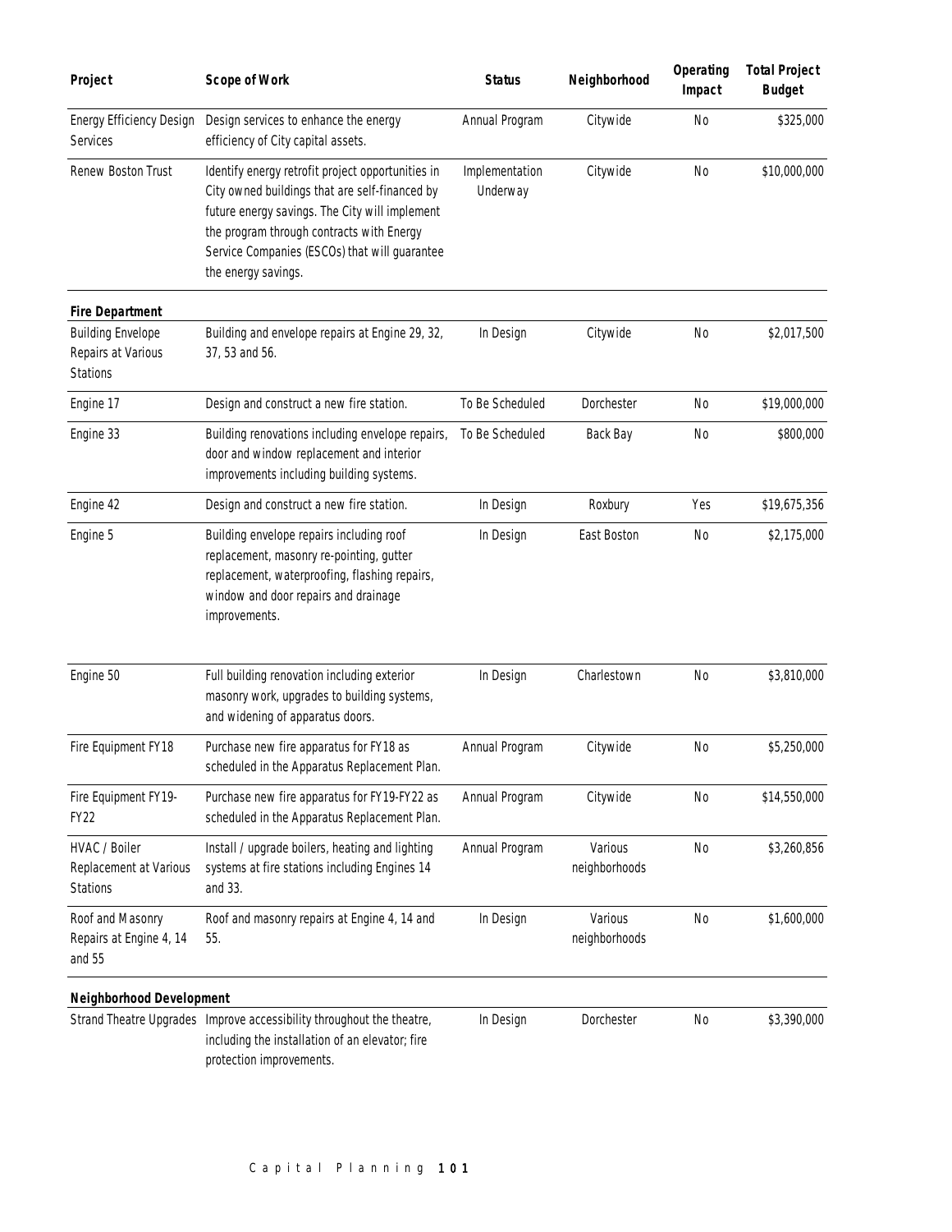| Project | Scope of Work | Status | Neighborhood | Operating Impact | Total Project Budget |
|---|---|---|---|---|---|
| Energy Efficiency Design Services | Design services to enhance the energy efficiency of City capital assets. | Annual Program | Citywide | No | $325,000 |
| Renew Boston Trust | Identify energy retrofit project opportunities in City owned buildings that are self-financed by future energy savings. The City will implement the program through contracts with Energy Service Companies (ESCOs) that will guarantee the energy savings. | Implementation Underway | Citywide | No | $10,000,000 |
| **Fire Department** | | | | | |
| Building Envelope Repairs at Various Stations | Building and envelope repairs at Engine 29, 32, 37, 53 and 56. | In Design | Citywide | No | $2,017,500 |
| Engine 17 | Design and construct a new fire station. | To Be Scheduled | Dorchester | No | $19,000,000 |
| Engine 33 | Building renovations including envelope repairs, door and window replacement and interior improvements including building systems. | To Be Scheduled | Back Bay | No | $800,000 |
| Engine 42 | Design and construct a new fire station. | In Design | Roxbury | Yes | $19,675,356 |
| Engine 5 | Building envelope repairs including roof replacement, masonry re-pointing, gutter replacement, waterproofing, flashing repairs, window and door repairs and drainage improvements. | In Design | East Boston | No | $2,175,000 |
| Engine 50 | Full building renovation including exterior masonry work, upgrades to building systems, and widening of apparatus doors. | In Design | Charlestown | No | $3,810,000 |
| Fire Equipment FY18 | Purchase new fire apparatus for FY18 as scheduled in the Apparatus Replacement Plan. | Annual Program | Citywide | No | $5,250,000 |
| Fire Equipment FY19-FY22 | Purchase new fire apparatus for FY19-FY22 as scheduled in the Apparatus Replacement Plan. | Annual Program | Citywide | No | $14,550,000 |
| HVAC / Boiler Replacement at Various Stations | Install / upgrade boilers, heating and lighting systems at fire stations including Engines 14 and 33. | Annual Program | Various neighborhoods | No | $3,260,856 |
| Roof and Masonry Repairs at Engine 4, 14 and 55 | Roof and masonry repairs at Engine 4, 14 and 55. | In Design | Various neighborhoods | No | $1,600,000 |
| **Neighborhood Development** | | | | | |
| Strand Theatre Upgrades | Improve accessibility throughout the theatre, including the installation of an elevator; fire protection improvements. | In Design | Dorchester | No | $3,390,000 |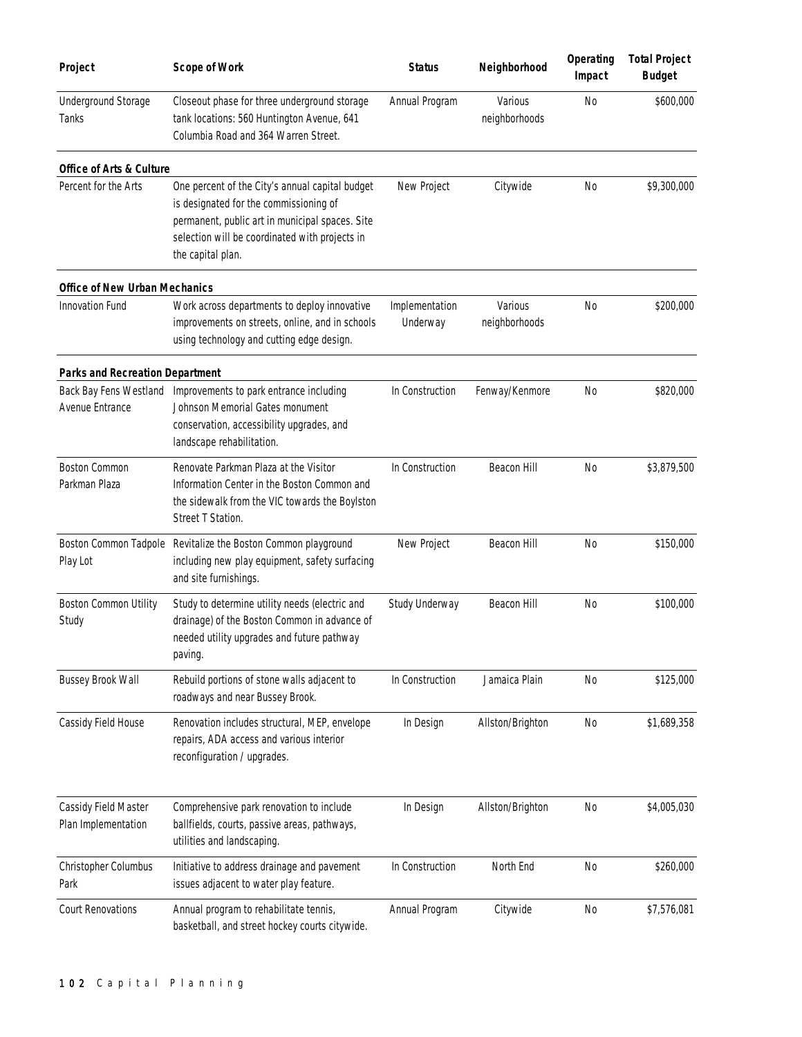| Project | Scope of Work | Status | Neighborhood | Operating Impact | Total Project Budget |
|---|---|---|---|---|---|
| Underground Storage Tanks | Closeout phase for three underground storage tank locations: 560 Huntington Avenue, 641 Columbia Road and 364 Warren Street. | Annual Program | Various neighborhoods | No | $600,000 |
| **Office of Arts & Culture** | | | | | |
| Percent for the Arts | One percent of the City's annual capital budget is designated for the commissioning of permanent, public art in municipal spaces. Site selection will be coordinated with projects in the capital plan. | New Project | Citywide | No | $9,300,000 |
| **Office of New Urban Mechanics** | | | | | |
| Innovation Fund | Work across departments to deploy innovative improvements on streets, online, and in schools using technology and cutting edge design. | Implementation Underway | Various neighborhoods | No | $200,000 |
| **Parks and Recreation Department** | | | | | |
| Back Bay Fens Westland Avenue Entrance | Improvements to park entrance including Johnson Memorial Gates monument conservation, accessibility upgrades, and landscape rehabilitation. | In Construction | Fenway/Kenmore | No | $820,000 |
| Boston Common Parkman Plaza | Renovate Parkman Plaza at the Visitor Information Center in the Boston Common and the sidewalk from the VIC towards the Boylston Street T Station. | In Construction | Beacon Hill | No | $3,879,500 |
| Boston Common Tadpole Play Lot | Revitalize the Boston Common playground including new play equipment, safety surfacing and site furnishings. | New Project | Beacon Hill | No | $150,000 |
| Boston Common Utility Study | Study to determine utility needs (electric and drainage) of the Boston Common in advance of needed utility upgrades and future pathway paving. | Study Underway | Beacon Hill | No | $100,000 |
| Bussey Brook Wall | Rebuild portions of stone walls adjacent to roadways and near Bussey Brook. | In Construction | Jamaica Plain | No | $125,000 |
| Cassidy Field House | Renovation includes structural, MEP, envelope repairs, ADA access and various interior reconfiguration / upgrades. | In Design | Allston/Brighton | No | $1,689,358 |
| Cassidy Field Master Plan Implementation | Comprehensive park renovation to include ballfields, courts, passive areas, pathways, utilities and landscaping. | In Design | Allston/Brighton | No | $4,005,030 |
| Christopher Columbus Park | Initiative to address drainage and pavement issues adjacent to water play feature. | In Construction | North End | No | $260,000 |
| Court Renovations | Annual program to rehabilitate tennis, basketball, and street hockey courts citywide. | Annual Program | Citywide | No | $7,576,081 |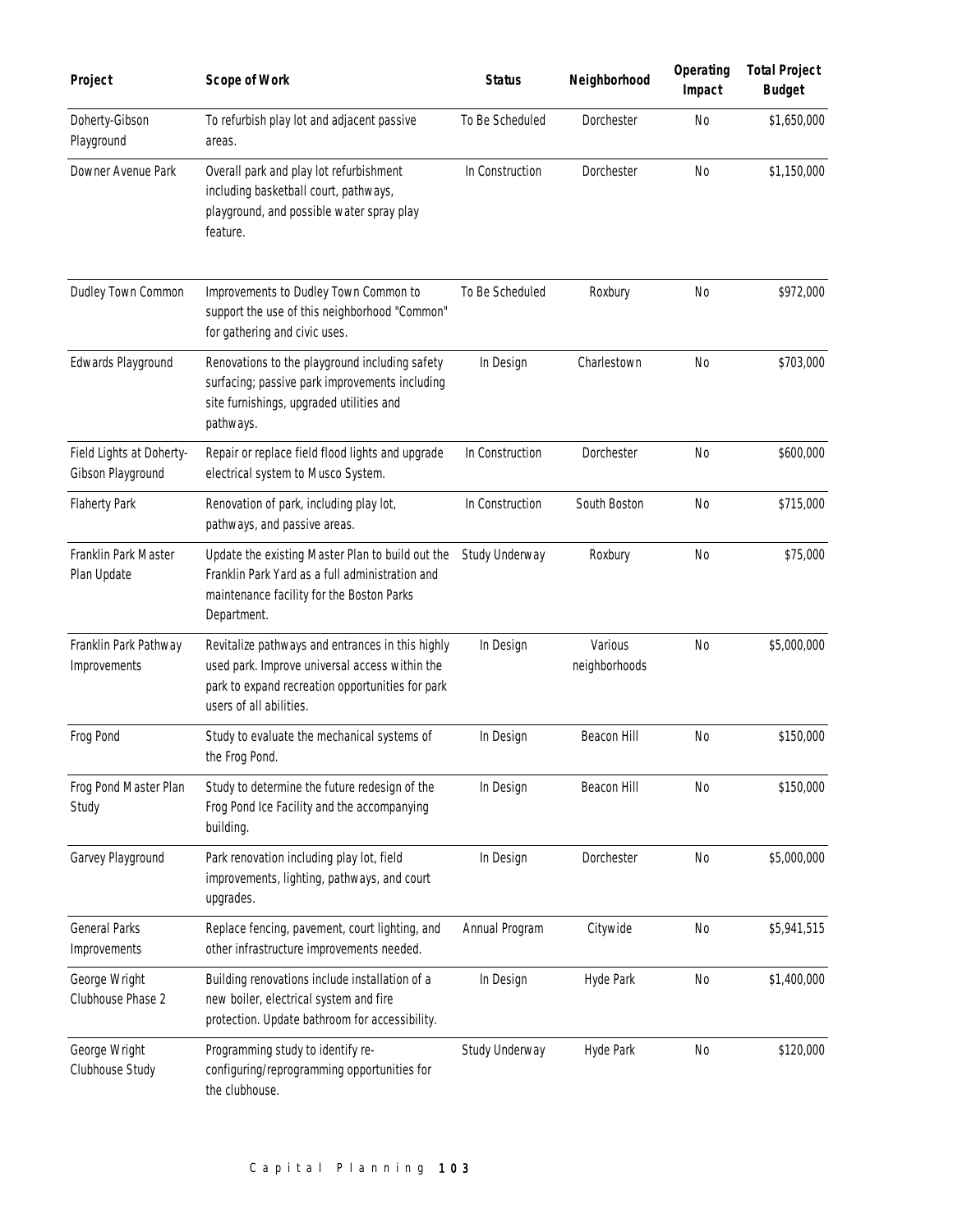| Project | Scope of Work | Status | Neighborhood | Operating Impact | Total Project Budget |
|---|---|---|---|---|---|
| Doherty-Gibson Playground | To refurbish play lot and adjacent passive areas. | To Be Scheduled | Dorchester | No | $1,650,000 |
| Downer Avenue Park | Overall park and play lot refurbishment including basketball court, pathways, playground, and possible water spray play feature. | In Construction | Dorchester | No | $1,150,000 |
| Dudley Town Common | Improvements to Dudley Town Common to support the use of this neighborhood "Common" for gathering and civic uses. | To Be Scheduled | Roxbury | No | $972,000 |
| Edwards Playground | Renovations to the playground including safety surfacing; passive park improvements including site furnishings, upgraded utilities and pathways. | In Design | Charlestown | No | $703,000 |
| Field Lights at Doherty-Gibson Playground | Repair or replace field flood lights and upgrade electrical system to Musco System. | In Construction | Dorchester | No | $600,000 |
| Flaherty Park | Renovation of park, including play lot, pathways, and passive areas. | In Construction | South Boston | No | $715,000 |
| Franklin Park Master Plan Update | Update the existing Master Plan to build out the Franklin Park Yard as a full administration and maintenance facility for the Boston Parks Department. | Study Underway | Roxbury | No | $75,000 |
| Franklin Park Pathway Improvements | Revitalize pathways and entrances in this highly used park. Improve universal access within the park to expand recreation opportunities for park users of all abilities. | In Design | Various neighborhoods | No | $5,000,000 |
| Frog Pond | Study to evaluate the mechanical systems of the Frog Pond. | In Design | Beacon Hill | No | $150,000 |
| Frog Pond Master Plan Study | Study to determine the future redesign of the Frog Pond Ice Facility and the accompanying building. | In Design | Beacon Hill | No | $150,000 |
| Garvey Playground | Park renovation including play lot, field improvements, lighting, pathways, and court upgrades. | In Design | Dorchester | No | $5,000,000 |
| General Parks Improvements | Replace fencing, pavement, court lighting, and other infrastructure improvements needed. | Annual Program | Citywide | No | $5,941,515 |
| George Wright Clubhouse Phase 2 | Building renovations include installation of a new boiler, electrical system and fire protection. Update bathroom for accessibility. | In Design | Hyde Park | No | $1,400,000 |
| George Wright Clubhouse Study | Programming study to identify re-configuring/reprogramming opportunities for the clubhouse. | Study Underway | Hyde Park | No | $120,000 |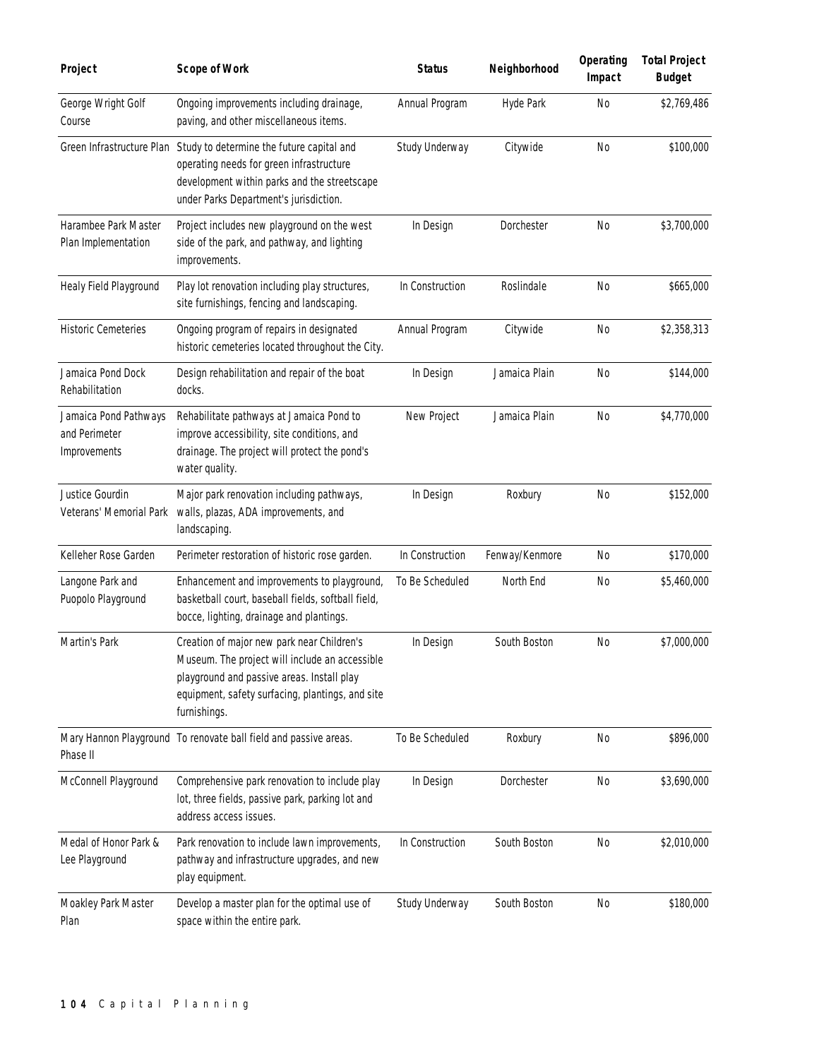| Project | Scope of Work | Status | Neighborhood | Operating Impact | Total Project Budget |
|---|---|---|---|---|---|
| George Wright Golf Course | Ongoing improvements including drainage, paving, and other miscellaneous items. | Annual Program | Hyde Park | No | $2,769,486 |
| Green Infrastructure Plan | Study to determine the future capital and operating needs for green infrastructure development within parks and the streetscape under Parks Department's jurisdiction. | Study Underway | Citywide | No | $100,000 |
| Harambee Park Master Plan Implementation | Project includes new playground on the west side of the park, and pathway, and lighting improvements. | In Design | Dorchester | No | $3,700,000 |
| Healy Field Playground | Play lot renovation including play structures, site furnishings, fencing and landscaping. | In Construction | Roslindale | No | $665,000 |
| Historic Cemeteries | Ongoing program of repairs in designated historic cemeteries located throughout the City. | Annual Program | Citywide | No | $2,358,313 |
| Jamaica Pond Dock Rehabilitation | Design rehabilitation and repair of the boat docks. | In Design | Jamaica Plain | No | $144,000 |
| Jamaica Pond Pathways and Perimeter Improvements | Rehabilitate pathways at Jamaica Pond to improve accessibility, site conditions, and drainage. The project will protect the pond's water quality. | New Project | Jamaica Plain | No | $4,770,000 |
| Justice Gourdin Veterans' Memorial Park | Major park renovation including pathways, walls, plazas, ADA improvements, and landscaping. | In Design | Roxbury | No | $152,000 |
| Kelleher Rose Garden | Perimeter restoration of historic rose garden. | In Construction | Fenway/Kenmore | No | $170,000 |
| Langone Park and Puopolo Playground | Enhancement and improvements to playground, basketball court, baseball fields, softball field, bocce, lighting, drainage and plantings. | To Be Scheduled | North End | No | $5,460,000 |
| Martin's Park | Creation of major new park near Children's Museum. The project will include an accessible playground and passive areas. Install play equipment, safety surfacing, plantings, and site furnishings. | In Design | South Boston | No | $7,000,000 |
| Mary Hannon Playground Phase II | To renovate ball field and passive areas. | To Be Scheduled | Roxbury | No | $896,000 |
| McConnell Playground | Comprehensive park renovation to include play lot, three fields, passive park, parking lot and address access issues. | In Design | Dorchester | No | $3,690,000 |
| Medal of Honor Park & Lee Playground | Park renovation to include lawn improvements, pathway and infrastructure upgrades, and new play equipment. | In Construction | South Boston | No | $2,010,000 |
| Moakley Park Master Plan | Develop a master plan for the optimal use of space within the entire park. | Study Underway | South Boston | No | $180,000 |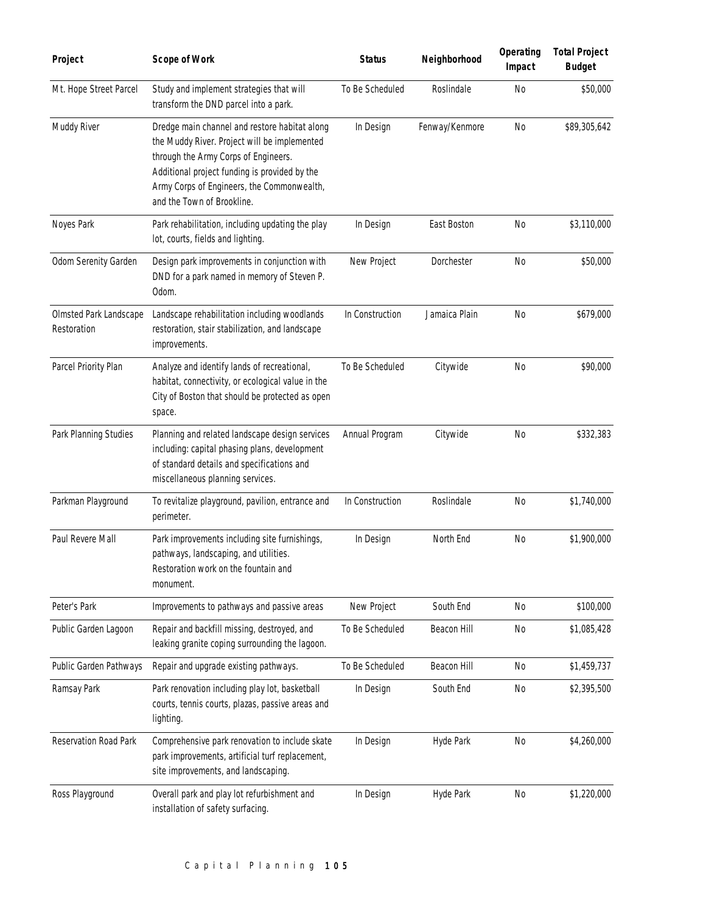| Project | Scope of Work | Status | Neighborhood | Operating Impact | Total Project Budget |
|---|---|---|---|---|---|
| Mt. Hope Street Parcel | Study and implement strategies that will transform the DND parcel into a park. | To Be Scheduled | Roslindale | No | $50,000 |
| Muddy River | Dredge main channel and restore habitat along the Muddy River. Project will be implemented through the Army Corps of Engineers. Additional project funding is provided by the Army Corps of Engineers, the Commonwealth, and the Town of Brookline. | In Design | Fenway/Kenmore | No | $89,305,642 |
| Noyes Park | Park rehabilitation, including updating the play lot, courts, fields and lighting. | In Design | East Boston | No | $3,110,000 |
| Odom Serenity Garden | Design park improvements in conjunction with DND for a park named in memory of Steven P. Odom. | New Project | Dorchester | No | $50,000 |
| Olmsted Park Landscape Restoration | Landscape rehabilitation including woodlands restoration, stair stabilization, and landscape improvements. | In Construction | Jamaica Plain | No | $679,000 |
| Parcel Priority Plan | Analyze and identify lands of recreational, habitat, connectivity, or ecological value in the City of Boston that should be protected as open space. | To Be Scheduled | Citywide | No | $90,000 |
| Park Planning Studies | Planning and related landscape design services including: capital phasing plans, development of standard details and specifications and miscellaneous planning services. | Annual Program | Citywide | No | $332,383 |
| Parkman Playground | To revitalize playground, pavilion, entrance and perimeter. | In Construction | Roslindale | No | $1,740,000 |
| Paul Revere Mall | Park improvements including site furnishings, pathways, landscaping, and utilities. Restoration work on the fountain and monument. | In Design | North End | No | $1,900,000 |
| Peter's Park | Improvements to pathways and passive areas | New Project | South End | No | $100,000 |
| Public Garden Lagoon | Repair and backfill missing, destroyed, and leaking granite coping surrounding the lagoon. | To Be Scheduled | Beacon Hill | No | $1,085,428 |
| Public Garden Pathways | Repair and upgrade existing pathways. | To Be Scheduled | Beacon Hill | No | $1,459,737 |
| Ramsay Park | Park renovation including play lot, basketball courts, tennis courts, plazas, passive areas and lighting. | In Design | South End | No | $2,395,500 |
| Reservation Road Park | Comprehensive park renovation to include skate park improvements, artificial turf replacement, site improvements, and landscaping. | In Design | Hyde Park | No | $4,260,000 |
| Ross Playground | Overall park and play lot refurbishment and installation of safety surfacing. | In Design | Hyde Park | No | $1,220,000 |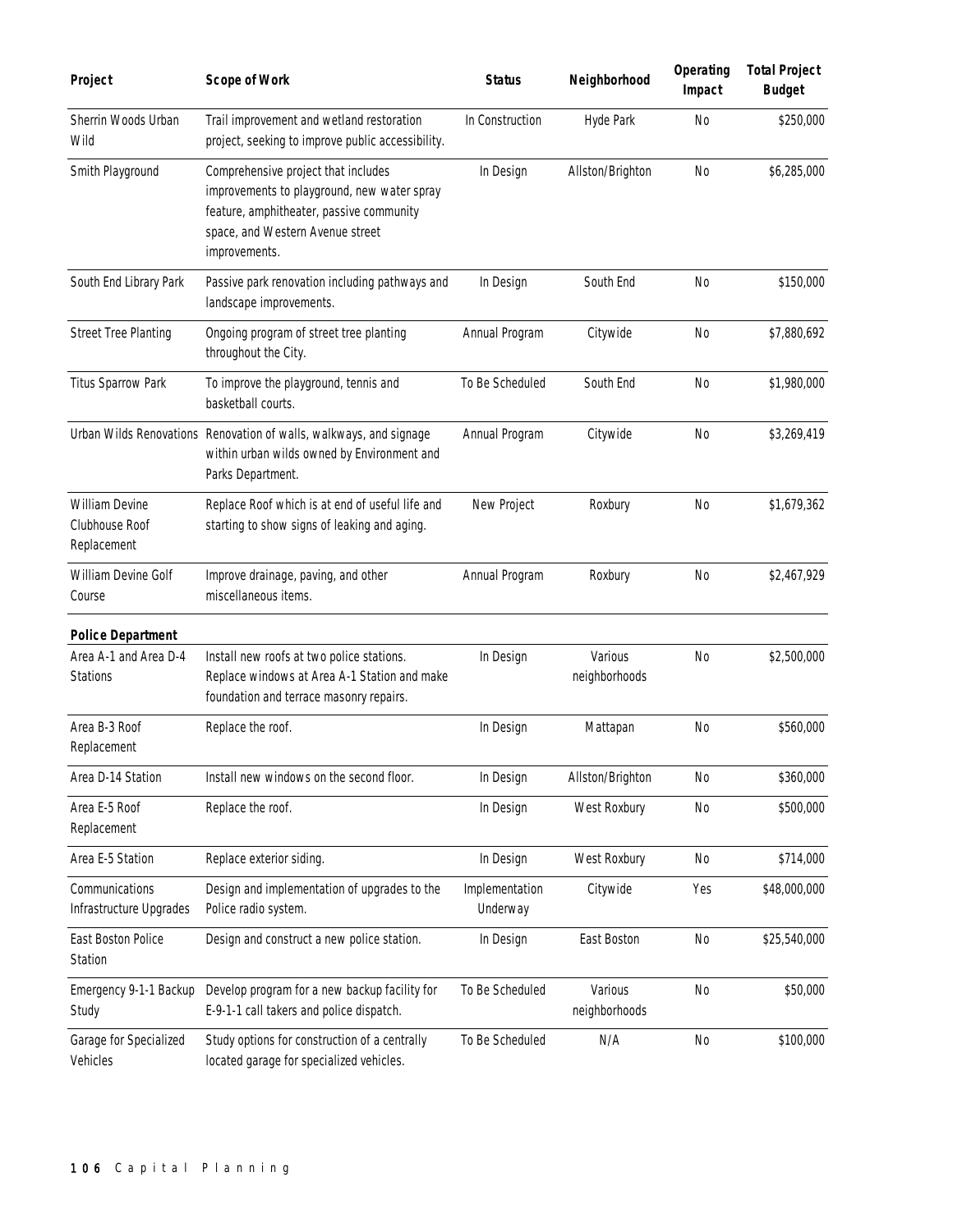| Project | Scope of Work | Status | Neighborhood | Operating Impact | Total Project Budget |
|---|---|---|---|---|---|
| Sherrin Woods Urban Wild | Trail improvement and wetland restoration project, seeking to improve public accessibility. | In Construction | Hyde Park | No | $250,000 |
| Smith Playground | Comprehensive project that includes improvements to playground, new water spray feature, amphitheater, passive community space, and Western Avenue street improvements. | In Design | Allston/Brighton | No | $6,285,000 |
| South End Library Park | Passive park renovation including pathways and landscape improvements. | In Design | South End | No | $150,000 |
| Street Tree Planting | Ongoing program of street tree planting throughout the City. | Annual Program | Citywide | No | $7,880,692 |
| Titus Sparrow Park | To improve the playground, tennis and basketball courts. | To Be Scheduled | South End | No | $1,980,000 |
| Urban Wilds Renovations | Renovation of walls, walkways, and signage within urban wilds owned by Environment and Parks Department. | Annual Program | Citywide | No | $3,269,419 |
| William Devine Clubhouse Roof Replacement | Replace Roof which is at end of useful life and starting to show signs of leaking and aging. | New Project | Roxbury | No | $1,679,362 |
| William Devine Golf Course | Improve drainage, paving, and other miscellaneous items. | Annual Program | Roxbury | No | $2,467,929 |
| **Police Department** | | | | | |
| Area A-1 and Area D-4 Stations | Install new roofs at two police stations. Replace windows at Area A-1 Station and make foundation and terrace masonry repairs. | In Design | Various neighborhoods | No | $2,500,000 |
| Area B-3 Roof Replacement | Replace the roof. | In Design | Mattapan | No | $560,000 |
| Area D-14 Station | Install new windows on the second floor. | In Design | Allston/Brighton | No | $360,000 |
| Area E-5 Roof Replacement | Replace the roof. | In Design | West Roxbury | No | $500,000 |
| Area E-5 Station | Replace exterior siding. | In Design | West Roxbury | No | $714,000 |
| Communications Infrastructure Upgrades | Design and implementation of upgrades to the Police radio system. | Implementation Underway | Citywide | Yes | $48,000,000 |
| East Boston Police Station | Design and construct a new police station. | In Design | East Boston | No | $25,540,000 |
| Emergency 9-1-1 Backup Study | Develop program for a new backup facility for E-9-1-1 call takers and police dispatch. | To Be Scheduled | Various neighborhoods | No | $50,000 |
| Garage for Specialized Vehicles | Study options for construction of a centrally located garage for specialized vehicles. | To Be Scheduled | N/A | No | $100,000 |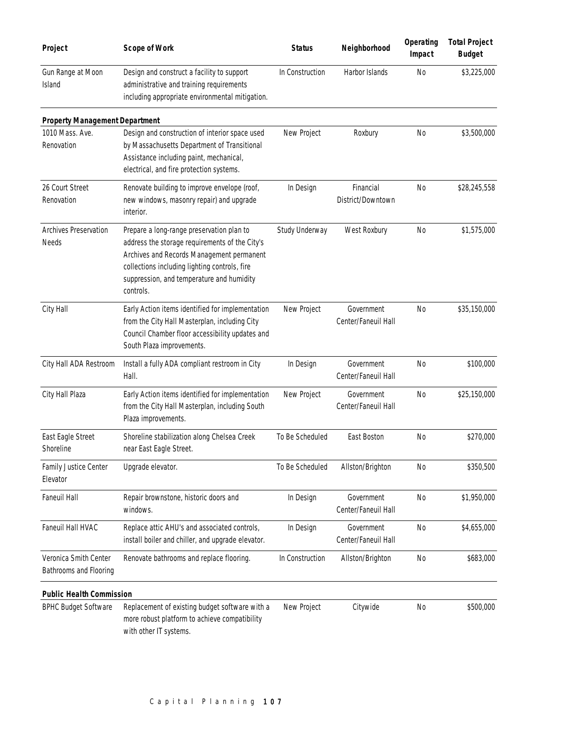| Project | Scope of Work | Status | Neighborhood | Operating Impact | Total Project Budget |
|---|---|---|---|---|---|
| Gun Range at Moon Island | Design and construct a facility to support administrative and training requirements including appropriate environmental mitigation. | In Construction | Harbor Islands | No | $3,225,000 |
| **Property Management Department** | | | | | |
| 1010 Mass. Ave. Renovation | Design and construction of interior space used by Massachusetts Department of Transitional Assistance including paint, mechanical, electrical, and fire protection systems. | New Project | Roxbury | No | $3,500,000 |
| 26 Court Street Renovation | Renovate building to improve envelope (roof, new windows, masonry repair) and upgrade interior. | In Design | Financial District/Downtown | No | $28,245,558 |
| Archives Preservation Needs | Prepare a long-range preservation plan to address the storage requirements of the City's Archives and Records Management permanent collections including lighting controls, fire suppression, and temperature and humidity controls. | Study Underway | West Roxbury | No | $1,575,000 |
| City Hall | Early Action items identified for implementation from the City Hall Masterplan, including City Council Chamber floor accessibility updates and South Plaza improvements. | New Project | Government Center/Faneuil Hall | No | $35,150,000 |
| City Hall ADA Restroom | Install a fully ADA compliant restroom in City Hall. | In Design | Government Center/Faneuil Hall | No | $100,000 |
| City Hall Plaza | Early Action items identified for implementation from the City Hall Masterplan, including South Plaza improvements. | New Project | Government Center/Faneuil Hall | No | $25,150,000 |
| East Eagle Street Shoreline | Shoreline stabilization along Chelsea Creek near East Eagle Street. | To Be Scheduled | East Boston | No | $270,000 |
| Family Justice Center Elevator | Upgrade elevator. | To Be Scheduled | Allston/Brighton | No | $350,500 |
| Faneuil Hall | Repair brownstone, historic doors and windows. | In Design | Government Center/Faneuil Hall | No | $1,950,000 |
| Faneuil Hall HVAC | Replace attic AHU's and associated controls, install boiler and chiller, and upgrade elevator. | In Design | Government Center/Faneuil Hall | No | $4,655,000 |
| Veronica Smith Center Bathrooms and Flooring | Renovate bathrooms and replace flooring. | In Construction | Allston/Brighton | No | $683,000 |
| **Public Health Commission** | | | | | |
| BPHC Budget Software | Replacement of existing budget software with a more robust platform to achieve compatibility with other IT systems. | New Project | Citywide | No | $500,000 |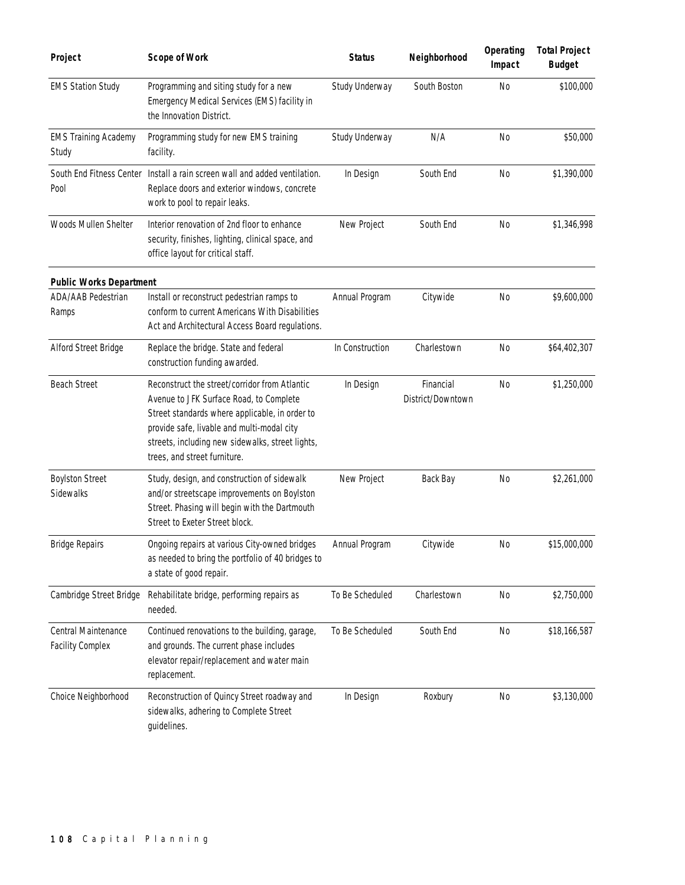| Project | Scope of Work | Status | Neighborhood | Operating Impact | Total Project Budget |
|---|---|---|---|---|---|
| EMS Station Study | Programming and siting study for a new Emergency Medical Services (EMS) facility in the Innovation District. | Study Underway | South Boston | No | $100,000 |
| EMS Training Academy Study | Programming study for new EMS training facility. | Study Underway | N/A | No | $50,000 |
| South End Fitness Center Pool | Install a rain screen wall and added ventilation. Replace doors and exterior windows, concrete work to pool to repair leaks. | In Design | South End | No | $1,390,000 |
| Woods Mullen Shelter | Interior renovation of 2nd floor to enhance security, finishes, lighting, clinical space, and office layout for critical staff. | New Project | South End | No | $1,346,998 |
| **Public Works Department** | | | | | |
| ADA/AAB Pedestrian Ramps | Install or reconstruct pedestrian ramps to conform to current Americans With Disabilities Act and Architectural Access Board regulations. | Annual Program | Citywide | No | $9,600,000 |
| Alford Street Bridge | Replace the bridge. State and federal construction funding awarded. | In Construction | Charlestown | No | $64,402,307 |
| Beach Street | Reconstruct the street/corridor from Atlantic Avenue to JFK Surface Road, to Complete Street standards where applicable, in order to provide safe, livable and multi-modal city streets, including new sidewalks, street lights, trees, and street furniture. | In Design | Financial District/Downtown | No | $1,250,000 |
| Boylston Street Sidewalks | Study, design, and construction of sidewalk and/or streetscape improvements on Boylston Street. Phasing will begin with the Dartmouth Street to Exeter Street block. | New Project | Back Bay | No | $2,261,000 |
| Bridge Repairs | Ongoing repairs at various City-owned bridges as needed to bring the portfolio of 40 bridges to a state of good repair. | Annual Program | Citywide | No | $15,000,000 |
| Cambridge Street Bridge | Rehabilitate bridge, performing repairs as needed. | To Be Scheduled | Charlestown | No | $2,750,000 |
| Central Maintenance Facility Complex | Continued renovations to the building, garage, and grounds. The current phase includes elevator repair/replacement and water main replacement. | To Be Scheduled | South End | No | $18,166,587 |
| Choice Neighborhood | Reconstruction of Quincy Street roadway and sidewalks, adhering to Complete Street guidelines. | In Design | Roxbury | No | $3,130,000 |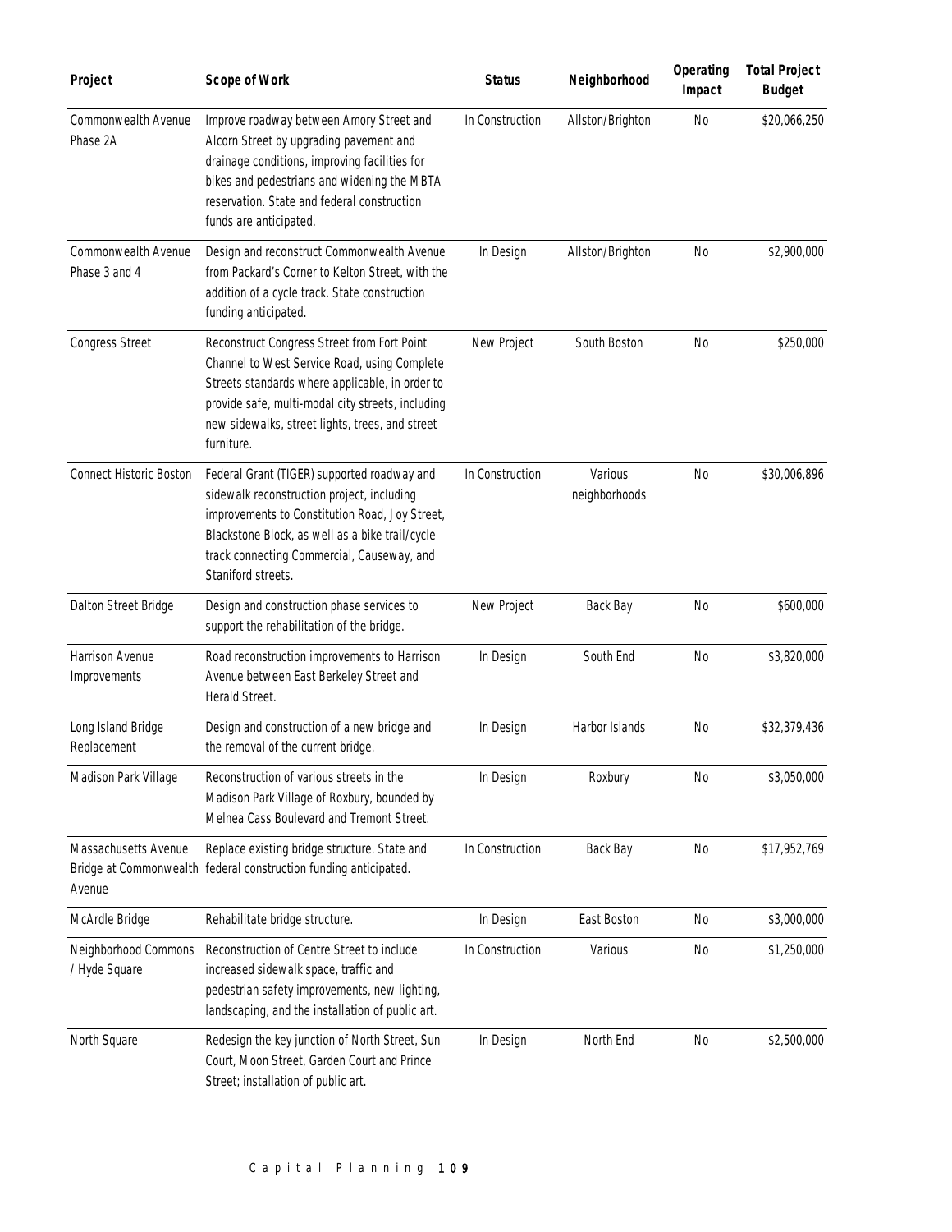| Project | Scope of Work | Status | Neighborhood | Operating Impact | Total Project Budget |
|---|---|---|---|---|---|
| Commonwealth Avenue Phase 2A | Improve roadway between Amory Street and Alcorn Street by upgrading pavement and drainage conditions, improving facilities for bikes and pedestrians and widening the MBTA reservation. State and federal construction funds are anticipated. | In Construction | Allston/Brighton | No | $20,066,250 |
| Commonwealth Avenue Phase 3 and 4 | Design and reconstruct Commonwealth Avenue from Packard's Corner to Kelton Street, with the addition of a cycle track. State construction funding anticipated. | In Design | Allston/Brighton | No | $2,900,000 |
| Congress Street | Reconstruct Congress Street from Fort Point Channel to West Service Road, using Complete Streets standards where applicable, in order to provide safe, multi-modal city streets, including new sidewalks, street lights, trees, and street furniture. | New Project | South Boston | No | $250,000 |
| Connect Historic Boston | Federal Grant (TIGER) supported roadway and sidewalk reconstruction project, including improvements to Constitution Road, Joy Street, Blackstone Block, as well as a bike trail/cycle track connecting Commercial, Causeway, and Staniford streets. | In Construction | Various neighborhoods | No | $30,006,896 |
| Dalton Street Bridge | Design and construction phase services to support the rehabilitation of the bridge. | New Project | Back Bay | No | $600,000 |
| Harrison Avenue Improvements | Road reconstruction improvements to Harrison Avenue between East Berkeley Street and Herald Street. | In Design | South End | No | $3,820,000 |
| Long Island Bridge Replacement | Design and construction of a new bridge and the removal of the current bridge. | In Design | Harbor Islands | No | $32,379,436 |
| Madison Park Village | Reconstruction of various streets in the Madison Park Village of Roxbury, bounded by Melnea Cass Boulevard and Tremont Street. | In Design | Roxbury | No | $3,050,000 |
| Massachusetts Avenue Bridge at Commonwealth Avenue | Replace existing bridge structure. State and federal construction funding anticipated. | In Construction | Back Bay | No | $17,952,769 |
| McArdle Bridge | Rehabilitate bridge structure. | In Design | East Boston | No | $3,000,000 |
| Neighborhood Commons / Hyde Square | Reconstruction of Centre Street to include increased sidewalk space, traffic and pedestrian safety improvements, new lighting, landscaping, and the installation of public art. | In Construction | Various | No | $1,250,000 |
| North Square | Redesign the key junction of North Street, Sun Court, Moon Street, Garden Court and Prince Street; installation of public art. | In Design | North End | No | $2,500,000 |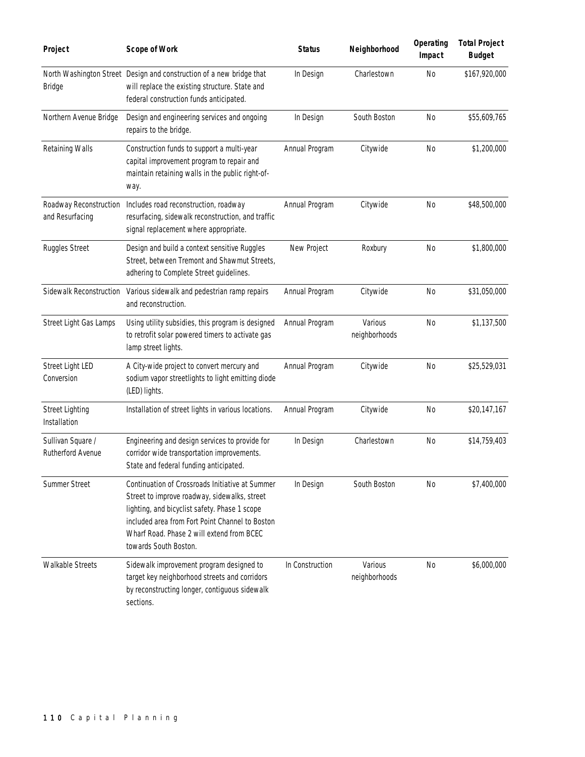| Project | Scope of Work | Status | Neighborhood | Operating Impact | Total Project Budget |
|---|---|---|---|---|---|
| North Washington Street Bridge | Design and construction of a new bridge that will replace the existing structure. State and federal construction funds anticipated. | In Design | Charlestown | No | $167,920,000 |
| Northern Avenue Bridge | Design and engineering services and ongoing repairs to the bridge. | In Design | South Boston | No | $55,609,765 |
| Retaining Walls | Construction funds to support a multi-year capital improvement program to repair and maintain retaining walls in the public right-of-way. | Annual Program | Citywide | No | $1,200,000 |
| Roadway Reconstruction and Resurfacing | Includes road reconstruction, roadway resurfacing, sidewalk reconstruction, and traffic signal replacement where appropriate. | Annual Program | Citywide | No | $48,500,000 |
| Ruggles Street | Design and build a context sensitive Ruggles Street, between Tremont and Shawmut Streets, adhering to Complete Street guidelines. | New Project | Roxbury | No | $1,800,000 |
| Sidewalk Reconstruction | Various sidewalk and pedestrian ramp repairs and reconstruction. | Annual Program | Citywide | No | $31,050,000 |
| Street Light Gas Lamps | Using utility subsidies, this program is designed to retrofit solar powered timers to activate gas lamp street lights. | Annual Program | Various neighborhoods | No | $1,137,500 |
| Street Light LED Conversion | A City-wide project to convert mercury and sodium vapor streetlights to light emitting diode (LED) lights. | Annual Program | Citywide | No | $25,529,031 |
| Street Lighting Installation | Installation of street lights in various locations. | Annual Program | Citywide | No | $20,147,167 |
| Sullivan Square / Rutherford Avenue | Engineering and design services to provide for corridor wide transportation improvements. State and federal funding anticipated. | In Design | Charlestown | No | $14,759,403 |
| Summer Street | Continuation of Crossroads Initiative at Summer Street to improve roadway, sidewalks, street lighting, and bicyclist safety. Phase 1 scope included area from Fort Point Channel to Boston Wharf Road. Phase 2 will extend from BCEC towards South Boston. | In Design | South Boston | No | $7,400,000 |
| Walkable Streets | Sidewalk improvement program designed to target key neighborhood streets and corridors by reconstructing longer, contiguous sidewalk sections. | In Construction | Various neighborhoods | No | $6,000,000 |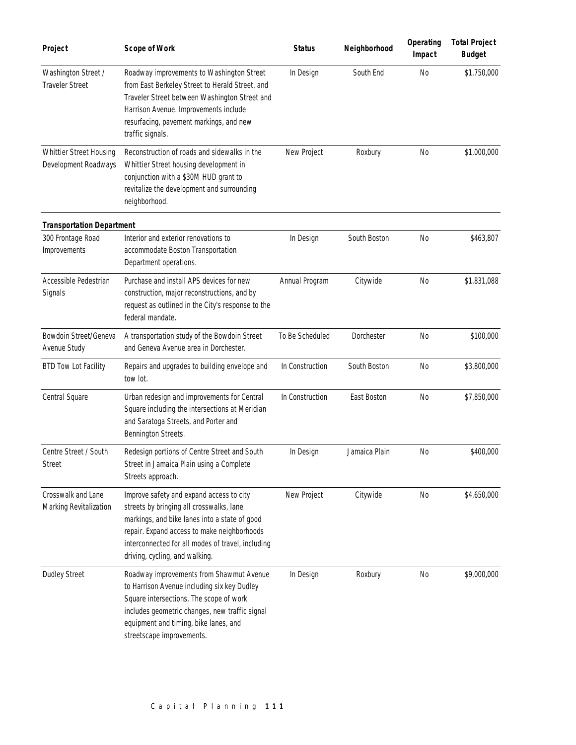| Project | Scope of Work | Status | Neighborhood | Operating Impact | Total Project Budget |
|---|---|---|---|---|---|
| Washington Street / Traveler Street | Roadway improvements to Washington Street from East Berkeley Street to Herald Street, and Traveler Street between Washington Street and Harrison Avenue. Improvements include resurfacing, pavement markings, and new traffic signals. | In Design | South End | No | $1,750,000 |
| Whittier Street Housing Development Roadways | Reconstruction of roads and sidewalks in the Whittier Street housing development in conjunction with a $30M HUD grant to revitalize the development and surrounding neighborhood. | New Project | Roxbury | No | $1,000,000 |
| **Transportation Department** | | | | | |
| 300 Frontage Road Improvements | Interior and exterior renovations to accommodate Boston Transportation Department operations. | In Design | South Boston | No | $463,807 |
| Accessible Pedestrian Signals | Purchase and install APS devices for new construction, major reconstructions, and by request as outlined in the City's response to the federal mandate. | Annual Program | Citywide | No | $1,831,088 |
| Bowdoin Street/Geneva Avenue Study | A transportation study of the Bowdoin Street and Geneva Avenue area in Dorchester. | To Be Scheduled | Dorchester | No | $100,000 |
| BTD Tow Lot Facility | Repairs and upgrades to building envelope and tow lot. | In Construction | South Boston | No | $3,800,000 |
| Central Square | Urban redesign and improvements for Central Square including the intersections at Meridian and Saratoga Streets, and Porter and Bennington Streets. | In Construction | East Boston | No | $7,850,000 |
| Centre Street / South Street | Redesign portions of Centre Street and South Street in Jamaica Plain using a Complete Streets approach. | In Design | Jamaica Plain | No | $400,000 |
| Crosswalk and Lane Marking Revitalization | Improve safety and expand access to city streets by bringing all crosswalks, lane markings, and bike lanes into a state of good repair. Expand access to make neighborhoods interconnected for all modes of travel, including driving, cycling, and walking. | New Project | Citywide | No | $4,650,000 |
| Dudley Street | Roadway improvements from Shawmut Avenue to Harrison Avenue including six key Dudley Square intersections. The scope of work includes geometric changes, new traffic signal equipment and timing, bike lanes, and streetscape improvements. | In Design | Roxbury | No | $9,000,000 |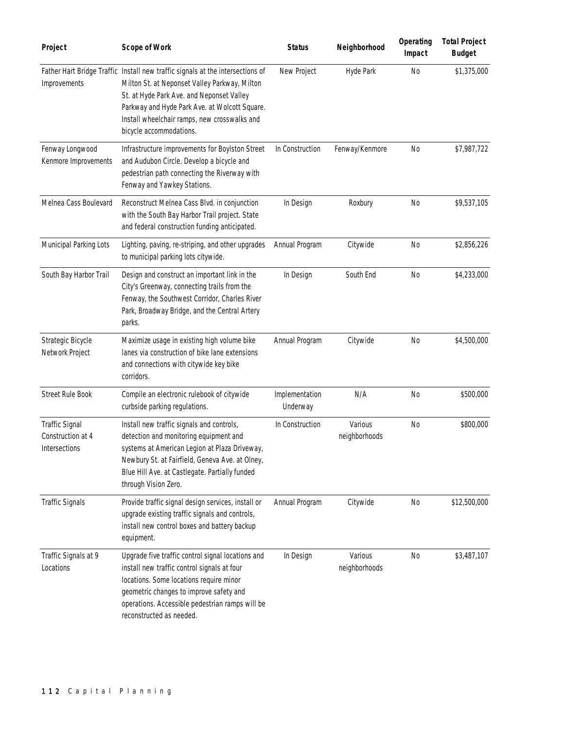| Project | Scope of Work | Status | Neighborhood | Operating Impact | Total Project Budget |
|---|---|---|---|---|---|
| Father Hart Bridge Traffic Improvements | Install new traffic signals at the intersections of Milton St. at Neponset Valley Parkway, Milton St. at Hyde Park Ave. and Neponset Valley Parkway and Hyde Park Ave. at Wolcott Square. Install wheelchair ramps, new crosswalks and bicycle accommodations. | New Project | Hyde Park | No | $1,375,000 |
| Fenway Longwood Kenmore Improvements | Infrastructure improvements for Boylston Street and Audubon Circle. Develop a bicycle and pedestrian path connecting the Riverway with Fenway and Yawkey Stations. | In Construction | Fenway/Kenmore | No | $7,987,722 |
| Melnea Cass Boulevard | Reconstruct Melnea Cass Blvd. in conjunction with the South Bay Harbor Trail project. State and federal construction funding anticipated. | In Design | Roxbury | No | $9,537,105 |
| Municipal Parking Lots | Lighting, paving, re-striping, and other upgrades to municipal parking lots citywide. | Annual Program | Citywide | No | $2,856,226 |
| South Bay Harbor Trail | Design and construct an important link in the City's Greenway, connecting trails from the Fenway, the Southwest Corridor, Charles River Park, Broadway Bridge, and the Central Artery parks. | In Design | South End | No | $4,233,000 |
| Strategic Bicycle Network Project | Maximize usage in existing high volume bike lanes via construction of bike lane extensions and connections with citywide key bike corridors. | Annual Program | Citywide | No | $4,500,000 |
| Street Rule Book | Compile an electronic rulebook of citywide curbside parking regulations. | Implementation Underway | N/A | No | $500,000 |
| Traffic Signal Construction at 4 Intersections | Install new traffic signals and controls, detection and monitoring equipment and systems at American Legion at Plaza Driveway, Newbury St. at Fairfield, Geneva Ave. at Olney, Blue Hill Ave. at Castlegate. Partially funded through Vision Zero. | In Construction | Various neighborhoods | No | $800,000 |
| Traffic Signals | Provide traffic signal design services, install or upgrade existing traffic signals and controls, install new control boxes and battery backup equipment. | Annual Program | Citywide | No | $12,500,000 |
| Traffic Signals at 9 Locations | Upgrade five traffic control signal locations and install new traffic control signals at four locations. Some locations require minor geometric changes to improve safety and operations. Accessible pedestrian ramps will be reconstructed as needed. | In Design | Various neighborhoods | No | $3,487,107 |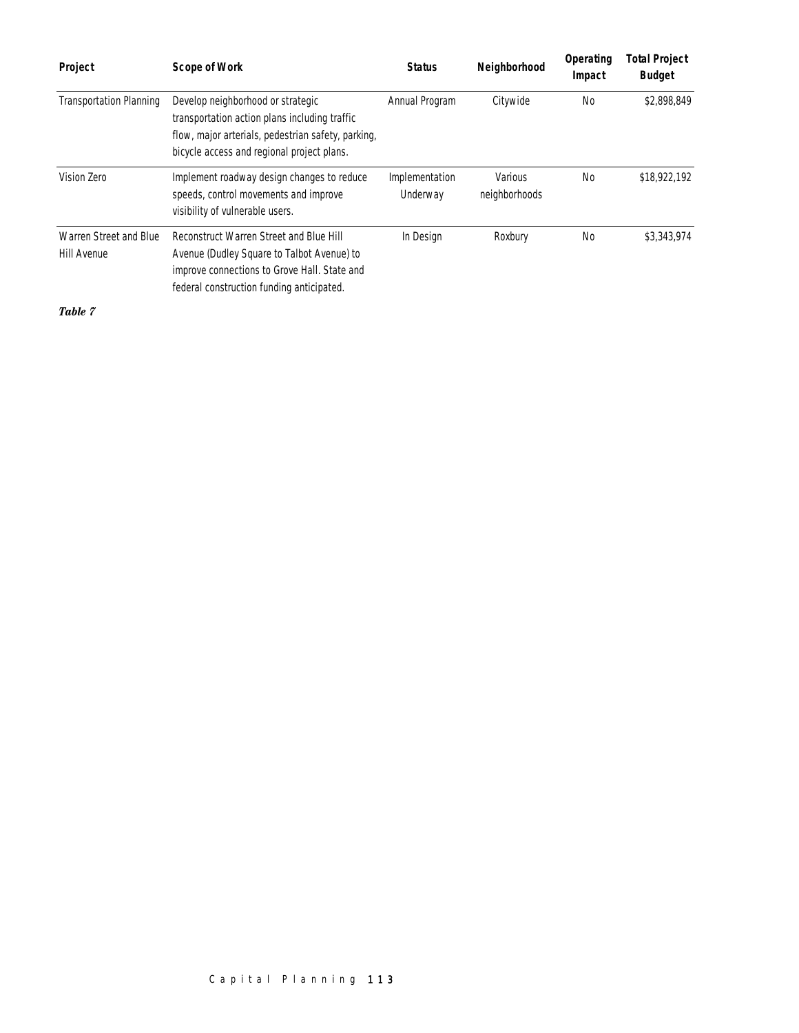| Project | Scope of Work | Status | Neighborhood | Operating Impact | Total Project Budget |
|---|---|---|---|---|---|
| Transportation Planning | Develop neighborhood or strategic transportation action plans including traffic flow, major arterials, pedestrian safety, parking, bicycle access and regional project plans. | Annual Program | Citywide | No | $2,898,849 |
| Vision Zero | Implement roadway design changes to reduce speeds, control movements and improve visibility of vulnerable users. | Implementation Underway | Various neighborhoods | No | $18,922,192 |
| Warren Street and Blue Hill Avenue | Reconstruct Warren Street and Blue Hill Avenue (Dudley Square to Talbot Avenue) to improve connections to Grove Hall. State and federal construction funding anticipated. | In Design | Roxbury | No | $3,343,974 |

*Table 7*